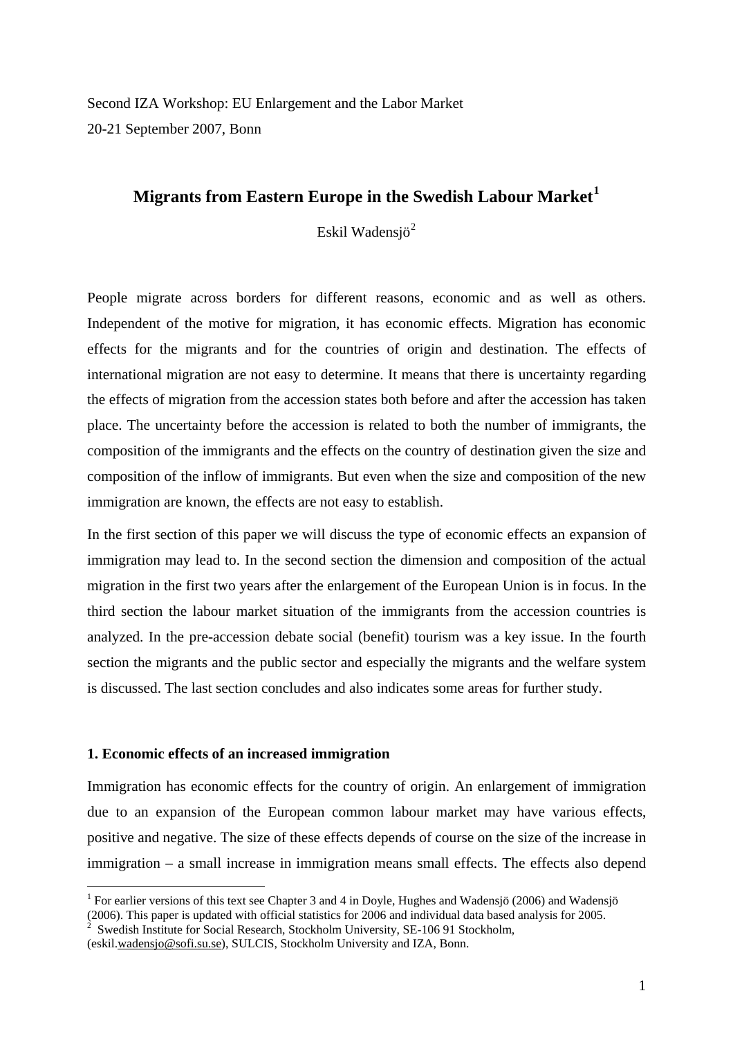Second IZA Workshop: EU Enlargement and the Labor Market
20-21 September 2007, Bonn

# Migrants from Eastern Europe in the Swedish Labour Market[1]

Eskil Wadensjö[2]

People migrate across borders for different reasons, economic and as well as others. Independent of the motive for migration, it has economic effects. Migration has economic effects for the migrants and for the countries of origin and destination. The effects of international migration are not easy to determine. It means that there is uncertainty regarding the effects of migration from the accession states both before and after the accession has taken place. The uncertainty before the accession is related to both the number of immigrants, the composition of the immigrants and the effects on the country of destination given the size and composition of the inflow of immigrants. But even when the size and composition of the new immigration are known, the effects are not easy to establish.

In the first section of this paper we will discuss the type of economic effects an expansion of immigration may lead to. In the second section the dimension and composition of the actual migration in the first two years after the enlargement of the European Union is in focus. In the third section the labour market situation of the immigrants from the accession countries is analyzed. In the pre-accession debate social (benefit) tourism was a key issue. In the fourth section the migrants and the public sector and especially the migrants and the welfare system is discussed. The last section concludes and also indicates some areas for further study.

## 1. Economic effects of an increased immigration

Immigration has economic effects for the country of origin. An enlargement of immigration due to an expansion of the European common labour market may have various effects, positive and negative. The size of these effects depends of course on the size of the increase in immigration – a small increase in immigration means small effects. The effects also depend

[1] For earlier versions of this text see Chapter 3 and 4 in Doyle, Hughes and Wadensjö (2006) and Wadensjö (2006). This paper is updated with official statistics for 2006 and individual data based analysis for 2005.

[2] Swedish Institute for Social Research, Stockholm University, SE-106 91 Stockholm, (eskil.wadensjo@sofi.su.se), SULCIS, Stockholm University and IZA, Bonn.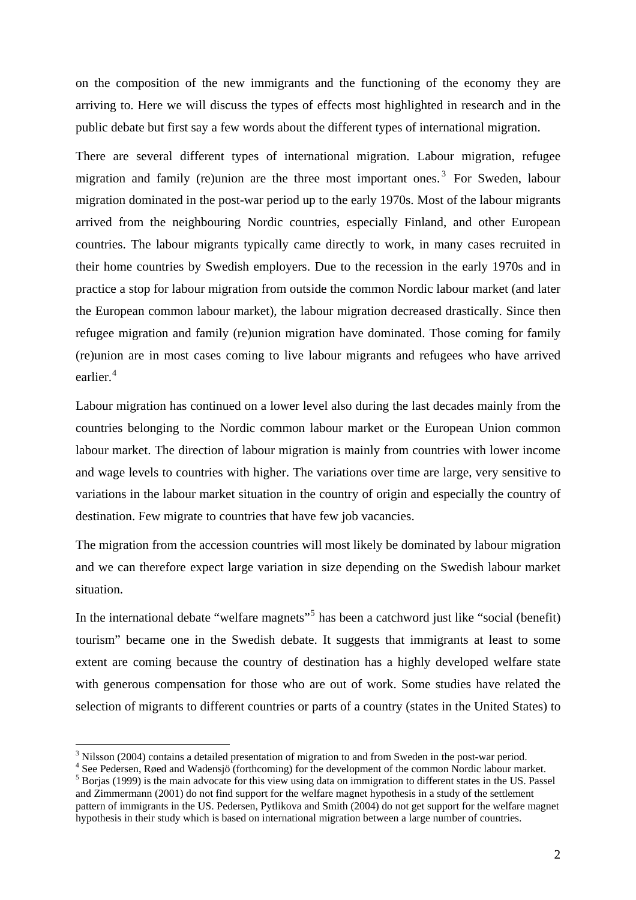on the composition of the new immigrants and the functioning of the economy they are arriving to. Here we will discuss the types of effects most highlighted in research and in the public debate but first say a few words about the different types of international migration.

There are several different types of international migration. Labour migration, refugee migration and family (re)union are the three most important ones.[3] For Sweden, labour migration dominated in the post-war period up to the early 1970s. Most of the labour migrants arrived from the neighbouring Nordic countries, especially Finland, and other European countries. The labour migrants typically came directly to work, in many cases recruited in their home countries by Swedish employers. Due to the recession in the early 1970s and in practice a stop for labour migration from outside the common Nordic labour market (and later the European common labour market), the labour migration decreased drastically. Since then refugee migration and family (re)union migration have dominated. Those coming for family (re)union are in most cases coming to live labour migrants and refugees who have arrived earlier.[4]

Labour migration has continued on a lower level also during the last decades mainly from the countries belonging to the Nordic common labour market or the European Union common labour market. The direction of labour migration is mainly from countries with lower income and wage levels to countries with higher. The variations over time are large, very sensitive to variations in the labour market situation in the country of origin and especially the country of destination. Few migrate to countries that have few job vacancies.

The migration from the accession countries will most likely be dominated by labour migration and we can therefore expect large variation in size depending on the Swedish labour market situation.

In the international debate "welfare magnets"[5] has been a catchword just like "social (benefit) tourism" became one in the Swedish debate. It suggests that immigrants at least to some extent are coming because the country of destination has a highly developed welfare state with generous compensation for those who are out of work. Some studies have related the selection of migrants to different countries or parts of a country (states in the United States) to

---

[3] Nilsson (2004) contains a detailed presentation of migration to and from Sweden in the post-war period.

[4] See Pedersen, Røed and Wadensjö (forthcoming) for the development of the common Nordic labour market.

[5] Borjas (1999) is the main advocate for this view using data on immigration to different states in the US. Passel and Zimmermann (2001) do not find support for the welfare magnet hypothesis in a study of the settlement pattern of immigrants in the US. Pedersen, Pytlikova and Smith (2004) do not get support for the welfare magnet hypothesis in their study which is based on international migration between a large number of countries.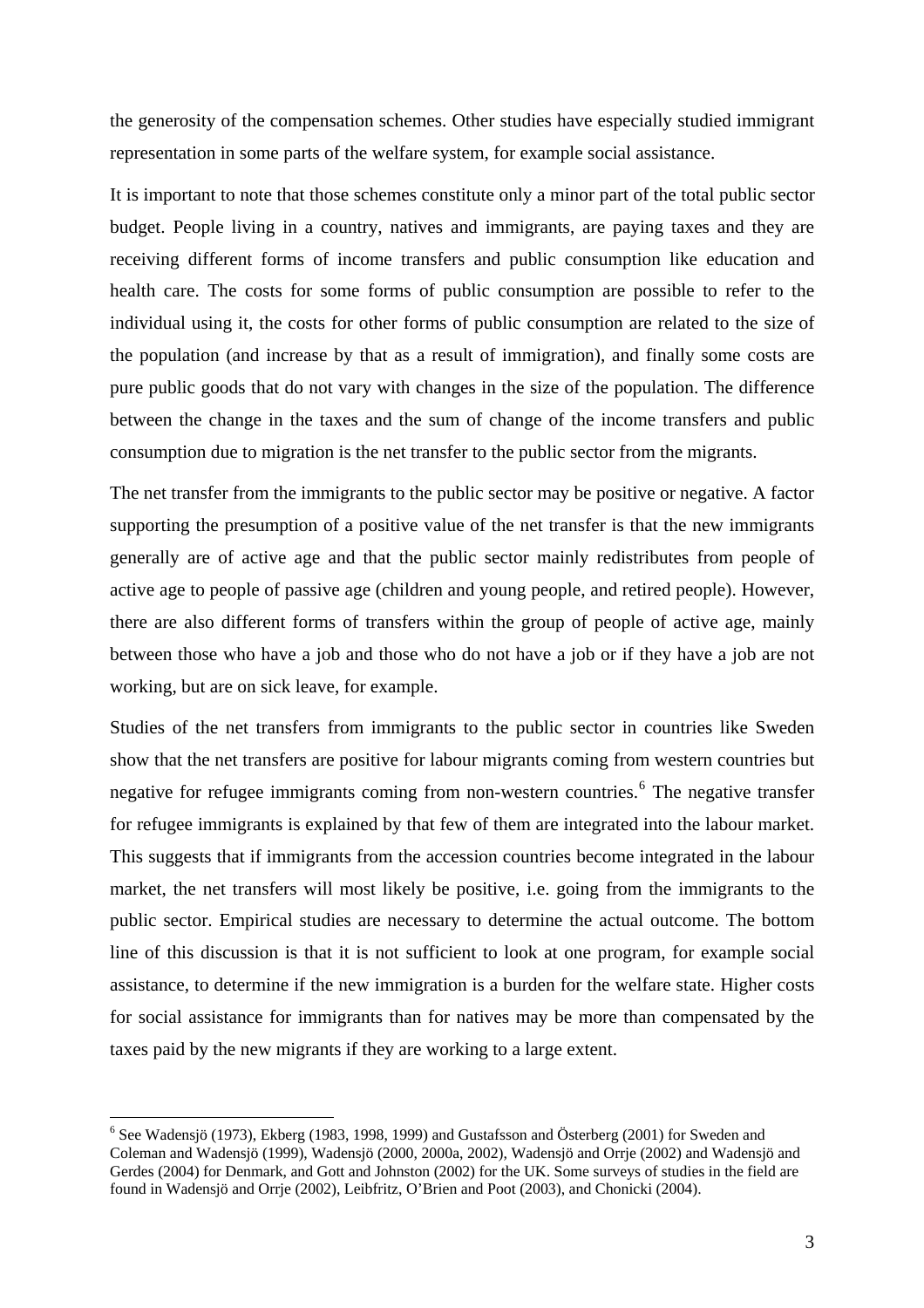the generosity of the compensation schemes. Other studies have especially studied immigrant representation in some parts of the welfare system, for example social assistance.

It is important to note that those schemes constitute only a minor part of the total public sector budget. People living in a country, natives and immigrants, are paying taxes and they are receiving different forms of income transfers and public consumption like education and health care. The costs for some forms of public consumption are possible to refer to the individual using it, the costs for other forms of public consumption are related to the size of the population (and increase by that as a result of immigration), and finally some costs are pure public goods that do not vary with changes in the size of the population. The difference between the change in the taxes and the sum of change of the income transfers and public consumption due to migration is the net transfer to the public sector from the migrants.

The net transfer from the immigrants to the public sector may be positive or negative. A factor supporting the presumption of a positive value of the net transfer is that the new immigrants generally are of active age and that the public sector mainly redistributes from people of active age to people of passive age (children and young people, and retired people). However, there are also different forms of transfers within the group of people of active age, mainly between those who have a job and those who do not have a job or if they have a job are not working, but are on sick leave, for example.

Studies of the net transfers from immigrants to the public sector in countries like Sweden show that the net transfers are positive for labour migrants coming from western countries but negative for refugee immigrants coming from non-western countries.[6] The negative transfer for refugee immigrants is explained by that few of them are integrated into the labour market. This suggests that if immigrants from the accession countries become integrated in the labour market, the net transfers will most likely be positive, i.e. going from the immigrants to the public sector. Empirical studies are necessary to determine the actual outcome. The bottom line of this discussion is that it is not sufficient to look at one program, for example social assistance, to determine if the new immigration is a burden for the welfare state. Higher costs for social assistance for immigrants than for natives may be more than compensated by the taxes paid by the new migrants if they are working to a large extent.

[6] See Wadensjö (1973), Ekberg (1983, 1998, 1999) and Gustafsson and Österberg (2001) for Sweden and Coleman and Wadensjö (1999), Wadensjö (2000, 2000a, 2002), Wadensjö and Orrje (2002) and Wadensjö and Gerdes (2004) for Denmark, and Gott and Johnston (2002) for the UK. Some surveys of studies in the field are found in Wadensjö and Orrje (2002), Leibfritz, O'Brien and Poot (2003), and Chonicki (2004).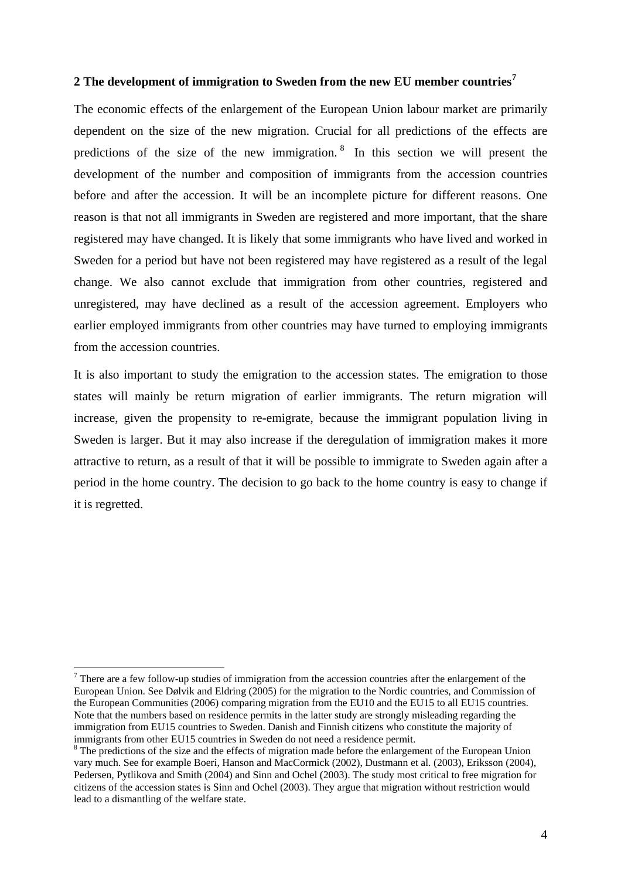## 2 The development of immigration to Sweden from the new EU member countries[7]

The economic effects of the enlargement of the European Union labour market are primarily dependent on the size of the new migration. Crucial for all predictions of the effects are predictions of the size of the new immigration.[8] In this section we will present the development of the number and composition of immigrants from the accession countries before and after the accession. It will be an incomplete picture for different reasons. One reason is that not all immigrants in Sweden are registered and more important, that the share registered may have changed. It is likely that some immigrants who have lived and worked in Sweden for a period but have not been registered may have registered as a result of the legal change. We also cannot exclude that immigration from other countries, registered and unregistered, may have declined as a result of the accession agreement. Employers who earlier employed immigrants from other countries may have turned to employing immigrants from the accession countries.

It is also important to study the emigration to the accession states. The emigration to those states will mainly be return migration of earlier immigrants. The return migration will increase, given the propensity to re-emigrate, because the immigrant population living in Sweden is larger. But it may also increase if the deregulation of immigration makes it more attractive to return, as a result of that it will be possible to immigrate to Sweden again after a period in the home country. The decision to go back to the home country is easy to change if it is regretted.

[7] There are a few follow-up studies of immigration from the accession countries after the enlargement of the European Union. See Dølvik and Eldring (2005) for the migration to the Nordic countries, and Commission of the European Communities (2006) comparing migration from the EU10 and the EU15 to all EU15 countries. Note that the numbers based on residence permits in the latter study are strongly misleading regarding the immigration from EU15 countries to Sweden. Danish and Finnish citizens who constitute the majority of immigrants from other EU15 countries in Sweden do not need a residence permit.

[8] The predictions of the size and the effects of migration made before the enlargement of the European Union vary much. See for example Boeri, Hanson and MacCormick (2002), Dustmann et al. (2003), Eriksson (2004), Pedersen, Pytlikova and Smith (2004) and Sinn and Ochel (2003). The study most critical to free migration for citizens of the accession states is Sinn and Ochel (2003). They argue that migration without restriction would lead to a dismantling of the welfare state.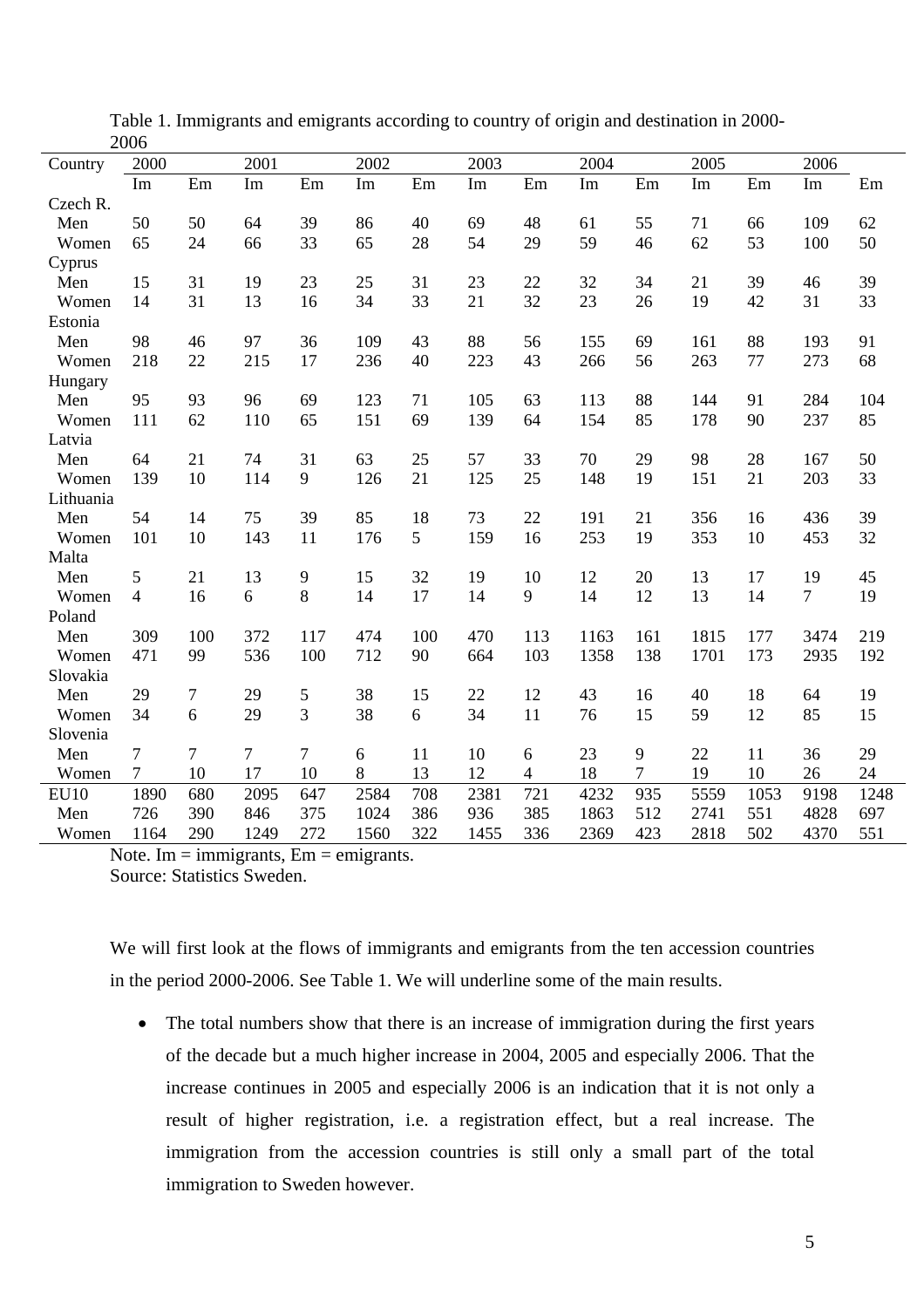Table 1. Immigrants and emigrants according to country of origin and destination in 2000-2006

| Country | 2000 | | 2001 | | 2002 | | 2003 | | 2004 | | 2005 | | 2006 | |
|---|---|---|---|---|---|---|---|---|---|---|---|---|---|---|
| | Im | Em | Im | Em | Im | Em | Im | Em | Im | Em | Im | Em | Im | Em |
| Czech R. | | | | | | | | | | | | | | |
| Men | 50 | 50 | 64 | 39 | 86 | 40 | 69 | 48 | 61 | 55 | 71 | 66 | 109 | 62 |
| Women | 65 | 24 | 66 | 33 | 65 | 28 | 54 | 29 | 59 | 46 | 62 | 53 | 100 | 50 |
| Cyprus | | | | | | | | | | | | | | |
| Men | 15 | 31 | 19 | 23 | 25 | 31 | 23 | 22 | 32 | 34 | 21 | 39 | 46 | 39 |
| Women | 14 | 31 | 13 | 16 | 34 | 33 | 21 | 32 | 23 | 26 | 19 | 42 | 31 | 33 |
| Estonia | | | | | | | | | | | | | | |
| Men | 98 | 46 | 97 | 36 | 109 | 43 | 88 | 56 | 155 | 69 | 161 | 88 | 193 | 91 |
| Women | 218 | 22 | 215 | 17 | 236 | 40 | 223 | 43 | 266 | 56 | 263 | 77 | 273 | 68 |
| Hungary | | | | | | | | | | | | | | |
| Men | 95 | 93 | 96 | 69 | 123 | 71 | 105 | 63 | 113 | 88 | 144 | 91 | 284 | 104 |
| Women | 111 | 62 | 110 | 65 | 151 | 69 | 139 | 64 | 154 | 85 | 178 | 90 | 237 | 85 |
| Latvia | | | | | | | | | | | | | | |
| Men | 64 | 21 | 74 | 31 | 63 | 25 | 57 | 33 | 70 | 29 | 98 | 28 | 167 | 50 |
| Women | 139 | 10 | 114 | 9 | 126 | 21 | 125 | 25 | 148 | 19 | 151 | 21 | 203 | 33 |
| Lithuania | | | | | | | | | | | | | | |
| Men | 54 | 14 | 75 | 39 | 85 | 18 | 73 | 22 | 191 | 21 | 356 | 16 | 436 | 39 |
| Women | 101 | 10 | 143 | 11 | 176 | 5 | 159 | 16 | 253 | 19 | 353 | 10 | 453 | 32 |
| Malta | | | | | | | | | | | | | | |
| Men | 5 | 21 | 13 | 9 | 15 | 32 | 19 | 10 | 12 | 20 | 13 | 17 | 19 | 45 |
| Women | 4 | 16 | 6 | 8 | 14 | 17 | 14 | 9 | 14 | 12 | 13 | 14 | 7 | 19 |
| Poland | | | | | | | | | | | | | | |
| Men | 309 | 100 | 372 | 117 | 474 | 100 | 470 | 113 | 1163 | 161 | 1815 | 177 | 3474 | 219 |
| Women | 471 | 99 | 536 | 100 | 712 | 90 | 664 | 103 | 1358 | 138 | 1701 | 173 | 2935 | 192 |
| Slovakia | | | | | | | | | | | | | | |
| Men | 29 | 7 | 29 | 5 | 38 | 15 | 22 | 12 | 43 | 16 | 40 | 18 | 64 | 19 |
| Women | 34 | 6 | 29 | 3 | 38 | 6 | 34 | 11 | 76 | 15 | 59 | 12 | 85 | 15 |
| Slovenia | | | | | | | | | | | | | | |
| Men | 7 | 7 | 7 | 7 | 6 | 11 | 10 | 6 | 23 | 9 | 22 | 11 | 36 | 29 |
| Women | 7 | 10 | 17 | 10 | 8 | 13 | 12 | 4 | 18 | 7 | 19 | 10 | 26 | 24 |
| EU10 | 1890 | 680 | 2095 | 647 | 2584 | 708 | 2381 | 721 | 4232 | 935 | 5559 | 1053 | 9198 | 1248 |
| Men | 726 | 390 | 846 | 375 | 1024 | 386 | 936 | 385 | 1863 | 512 | 2741 | 551 | 4828 | 697 |
| Women | 1164 | 290 | 1249 | 272 | 1560 | 322 | 1455 | 336 | 2369 | 423 | 2818 | 502 | 4370 | 551 |

Note. Im = immigrants, Em = emigrants.
Source: Statistics Sweden.

We will first look at the flows of immigrants and emigrants from the ten accession countries in the period 2000-2006. See Table 1. We will underline some of the main results.

- The total numbers show that there is an increase of immigration during the first years of the decade but a much higher increase in 2004, 2005 and especially 2006. That the increase continues in 2005 and especially 2006 is an indication that it is not only a result of higher registration, i.e. a registration effect, but a real increase. The immigration from the accession countries is still only a small part of the total immigration to Sweden however.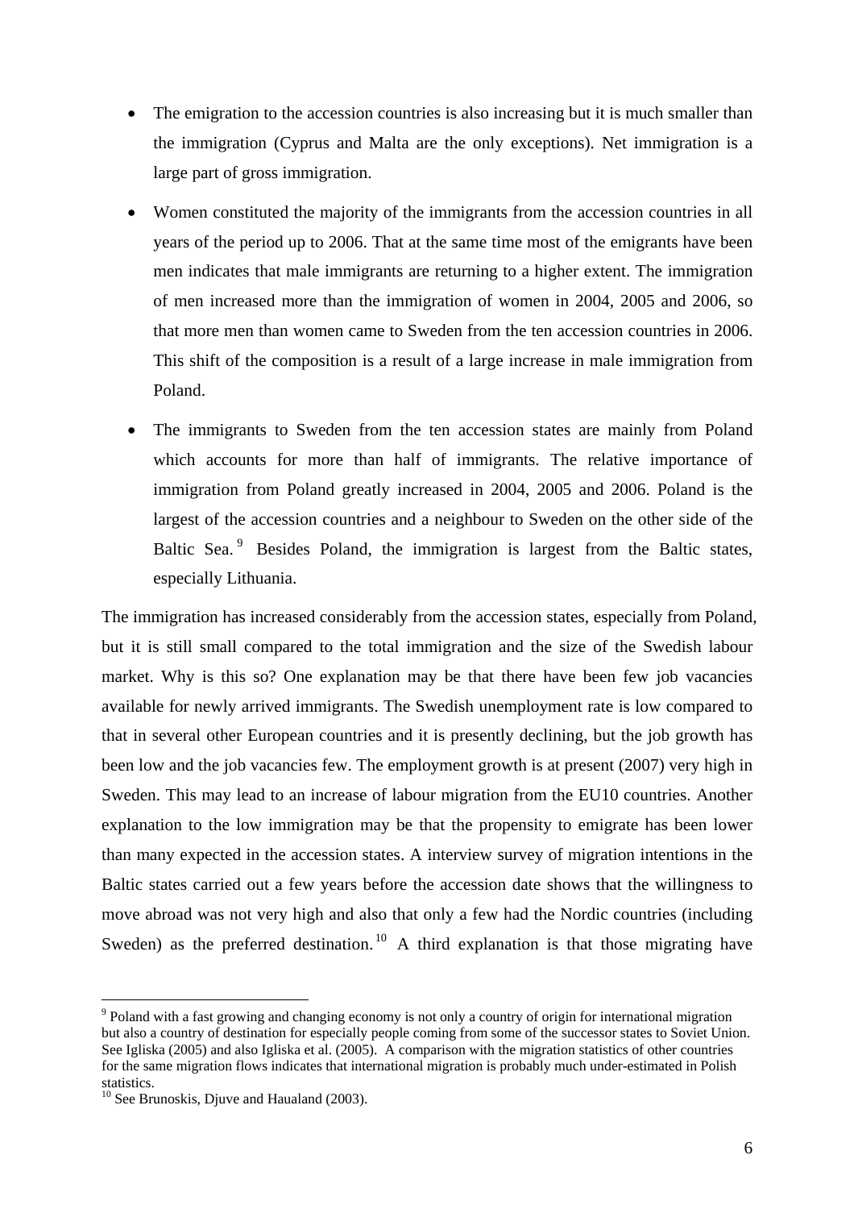- The emigration to the accession countries is also increasing but it is much smaller than the immigration (Cyprus and Malta are the only exceptions). Net immigration is a large part of gross immigration.
- Women constituted the majority of the immigrants from the accession countries in all years of the period up to 2006. That at the same time most of the emigrants have been men indicates that male immigrants are returning to a higher extent. The immigration of men increased more than the immigration of women in 2004, 2005 and 2006, so that more men than women came to Sweden from the ten accession countries in 2006. This shift of the composition is a result of a large increase in male immigration from Poland.
- The immigrants to Sweden from the ten accession states are mainly from Poland which accounts for more than half of immigrants. The relative importance of immigration from Poland greatly increased in 2004, 2005 and 2006. Poland is the largest of the accession countries and a neighbour to Sweden on the other side of the Baltic Sea.[9] Besides Poland, the immigration is largest from the Baltic states, especially Lithuania.

The immigration has increased considerably from the accession states, especially from Poland, but it is still small compared to the total immigration and the size of the Swedish labour market. Why is this so? One explanation may be that there have been few job vacancies available for newly arrived immigrants. The Swedish unemployment rate is low compared to that in several other European countries and it is presently declining, but the job growth has been low and the job vacancies few. The employment growth is at present (2007) very high in Sweden. This may lead to an increase of labour migration from the EU10 countries. Another explanation to the low immigration may be that the propensity to emigrate has been lower than many expected in the accession states. A interview survey of migration intentions in the Baltic states carried out a few years before the accession date shows that the willingness to move abroad was not very high and also that only a few had the Nordic countries (including Sweden) as the preferred destination.[10] A third explanation is that those migrating have

[9] Poland with a fast growing and changing economy is not only a country of origin for international migration but also a country of destination for especially people coming from some of the successor states to Soviet Union. See Igliska (2005) and also Igliska et al. (2005). A comparison with the migration statistics of other countries for the same migration flows indicates that international migration is probably much under-estimated in Polish statistics.

[10] See Brunoskis, Djuve and Haualand (2003).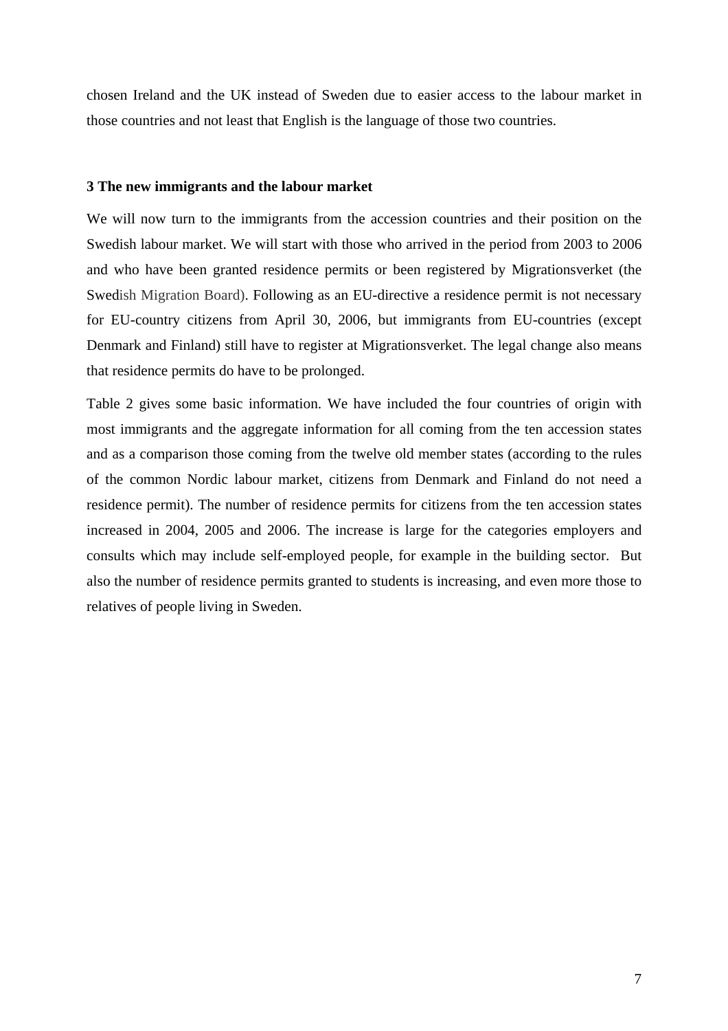chosen Ireland and the UK instead of Sweden due to easier access to the labour market in those countries and not least that English is the language of those two countries.

### 3 The new immigrants and the labour market

We will now turn to the immigrants from the accession countries and their position on the Swedish labour market. We will start with those who arrived in the period from 2003 to 2006 and who have been granted residence permits or been registered by Migrationsverket (the Swedish Migration Board). Following as an EU-directive a residence permit is not necessary for EU-country citizens from April 30, 2006, but immigrants from EU-countries (except Denmark and Finland) still have to register at Migrationsverket. The legal change also means that residence permits do have to be prolonged.

Table 2 gives some basic information. We have included the four countries of origin with most immigrants and the aggregate information for all coming from the ten accession states and as a comparison those coming from the twelve old member states (according to the rules of the common Nordic labour market, citizens from Denmark and Finland do not need a residence permit). The number of residence permits for citizens from the ten accession states increased in 2004, 2005 and 2006. The increase is large for the categories employers and consults which may include self-employed people, for example in the building sector. But also the number of residence permits granted to students is increasing, and even more those to relatives of people living in Sweden.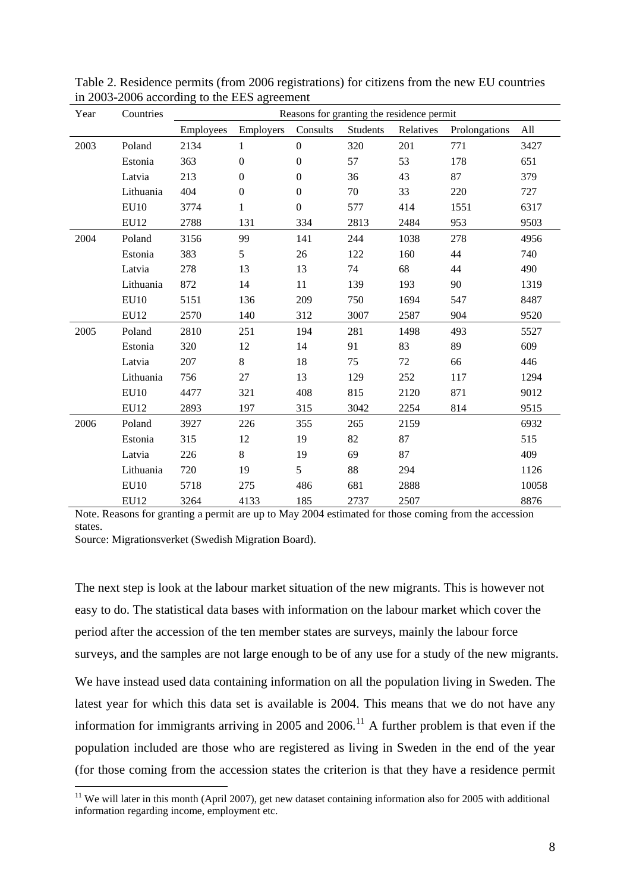Table 2. Residence permits (from 2006 registrations) for citizens from the new EU countries in 2003-2006 according to the EES agreement

| Year | Countries | Reasons for granting the residence permit | | | | | | |
|---|---|---|---|---|---|---|---|---|
| | | Employees | Employers | Consults | Students | Relatives | Prolongations | All |
| 2003 | Poland | 2134 | 1 | 0 | 320 | 201 | 771 | 3427 |
| | Estonia | 363 | 0 | 0 | 57 | 53 | 178 | 651 |
| | Latvia | 213 | 0 | 0 | 36 | 43 | 87 | 379 |
| | Lithuania | 404 | 0 | 0 | 70 | 33 | 220 | 727 |
| | EU10 | 3774 | 1 | 0 | 577 | 414 | 1551 | 6317 |
| | EU12 | 2788 | 131 | 334 | 2813 | 2484 | 953 | 9503 |
| 2004 | Poland | 3156 | 99 | 141 | 244 | 1038 | 278 | 4956 |
| | Estonia | 383 | 5 | 26 | 122 | 160 | 44 | 740 |
| | Latvia | 278 | 13 | 13 | 74 | 68 | 44 | 490 |
| | Lithuania | 872 | 14 | 11 | 139 | 193 | 90 | 1319 |
| | EU10 | 5151 | 136 | 209 | 750 | 1694 | 547 | 8487 |
| | EU12 | 2570 | 140 | 312 | 3007 | 2587 | 904 | 9520 |
| 2005 | Poland | 2810 | 251 | 194 | 281 | 1498 | 493 | 5527 |
| | Estonia | 320 | 12 | 14 | 91 | 83 | 89 | 609 |
| | Latvia | 207 | 8 | 18 | 75 | 72 | 66 | 446 |
| | Lithuania | 756 | 27 | 13 | 129 | 252 | 117 | 1294 |
| | EU10 | 4477 | 321 | 408 | 815 | 2120 | 871 | 9012 |
| | EU12 | 2893 | 197 | 315 | 3042 | 2254 | 814 | 9515 |
| 2006 | Poland | 3927 | 226 | 355 | 265 | 2159 | | 6932 |
| | Estonia | 315 | 12 | 19 | 82 | 87 | | 515 |
| | Latvia | 226 | 8 | 19 | 69 | 87 | | 409 |
| | Lithuania | 720 | 19 | 5 | 88 | 294 | | 1126 |
| | EU10 | 5718 | 275 | 486 | 681 | 2888 | | 10058 |
| | EU12 | 3264 | 4133 | 185 | 2737 | 2507 | | 8876 |

Note. Reasons for granting a permit are up to May 2004 estimated for those coming from the accession states.

Source: Migrationsverket (Swedish Migration Board).

The next step is look at the labour market situation of the new migrants. This is however not easy to do. The statistical data bases with information on the labour market which cover the period after the accession of the ten member states are surveys, mainly the labour force surveys, and the samples are not large enough to be of any use for a study of the new migrants.

We have instead used data containing information on all the population living in Sweden. The latest year for which this data set is available is 2004. This means that we do not have any information for immigrants arriving in 2005 and 2006.[11] A further problem is that even if the population included are those who are registered as living in Sweden in the end of the year (for those coming from the accession states the criterion is that they have a residence permit

[11] We will later in this month (April 2007), get new dataset containing information also for 2005 with additional information regarding income, employment etc.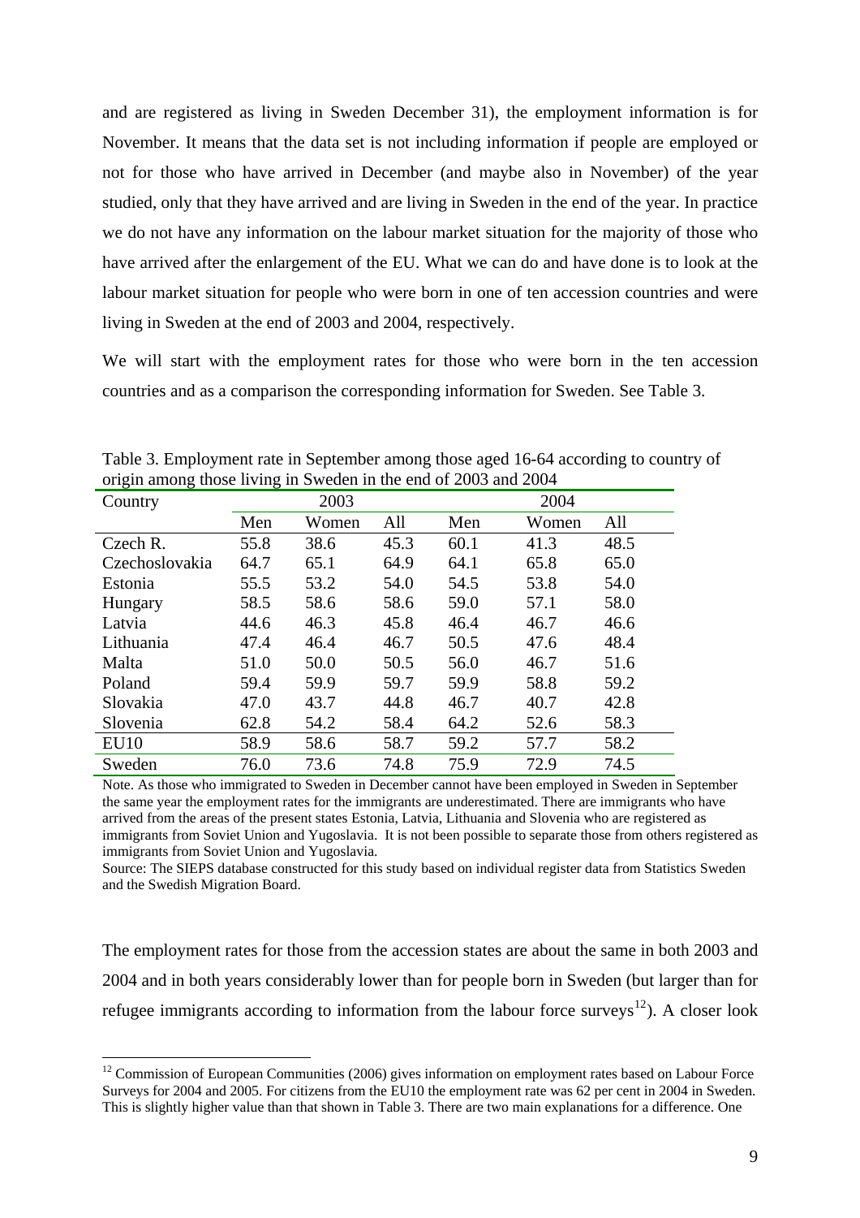and are registered as living in Sweden December 31), the employment information is for November. It means that the data set is not including information if people are employed or not for those who have arrived in December (and maybe also in November) of the year studied, only that they have arrived and are living in Sweden in the end of the year. In practice we do not have any information on the labour market situation for the majority of those who have arrived after the enlargement of the EU. What we can do and have done is to look at the labour market situation for people who were born in one of ten accession countries and were living in Sweden at the end of 2003 and 2004, respectively.

We will start with the employment rates for those who were born in the ten accession countries and as a comparison the corresponding information for Sweden. See Table 3.

Table 3. Employment rate in September among those aged 16-64 according to country of origin among those living in Sweden in the end of 2003 and 2004

| Country | 2003 | | | 2004 | | |
|---|---|---|---|---|---|---|
| | Men | Women | All | Men | Women | All |
| Czech R. | 55.8 | 38.6 | 45.3 | 60.1 | 41.3 | 48.5 |
| Czechoslovakia | 64.7 | 65.1 | 64.9 | 64.1 | 65.8 | 65.0 |
| Estonia | 55.5 | 53.2 | 54.0 | 54.5 | 53.8 | 54.0 |
| Hungary | 58.5 | 58.6 | 58.6 | 59.0 | 57.1 | 58.0 |
| Latvia | 44.6 | 46.3 | 45.8 | 46.4 | 46.7 | 46.6 |
| Lithuania | 47.4 | 46.4 | 46.7 | 50.5 | 47.6 | 48.4 |
| Malta | 51.0 | 50.0 | 50.5 | 56.0 | 46.7 | 51.6 |
| Poland | 59.4 | 59.9 | 59.7 | 59.9 | 58.8 | 59.2 |
| Slovakia | 47.0 | 43.7 | 44.8 | 46.7 | 40.7 | 42.8 |
| Slovenia | 62.8 | 54.2 | 58.4 | 64.2 | 52.6 | 58.3 |
| EU10 | 58.9 | 58.6 | 58.7 | 59.2 | 57.7 | 58.2 |
| Sweden | 76.0 | 73.6 | 74.8 | 75.9 | 72.9 | 74.5 |

Note. As those who immigrated to Sweden in December cannot have been employed in Sweden in September the same year the employment rates for the immigrants are underestimated. There are immigrants who have arrived from the areas of the present states Estonia, Latvia, Lithuania and Slovenia who are registered as immigrants from Soviet Union and Yugoslavia. It is not been possible to separate those from others registered as immigrants from Soviet Union and Yugoslavia.

Source: The SIEPS database constructed for this study based on individual register data from Statistics Sweden and the Swedish Migration Board.

The employment rates for those from the accession states are about the same in both 2003 and 2004 and in both years considerably lower than for people born in Sweden (but larger than for refugee immigrants according to information from the labour force surveys[12]). A closer look

[12] Commission of European Communities (2006) gives information on employment rates based on Labour Force Surveys for 2004 and 2005. For citizens from the EU10 the employment rate was 62 per cent in 2004 in Sweden. This is slightly higher value than that shown in Table 3. There are two main explanations for a difference. One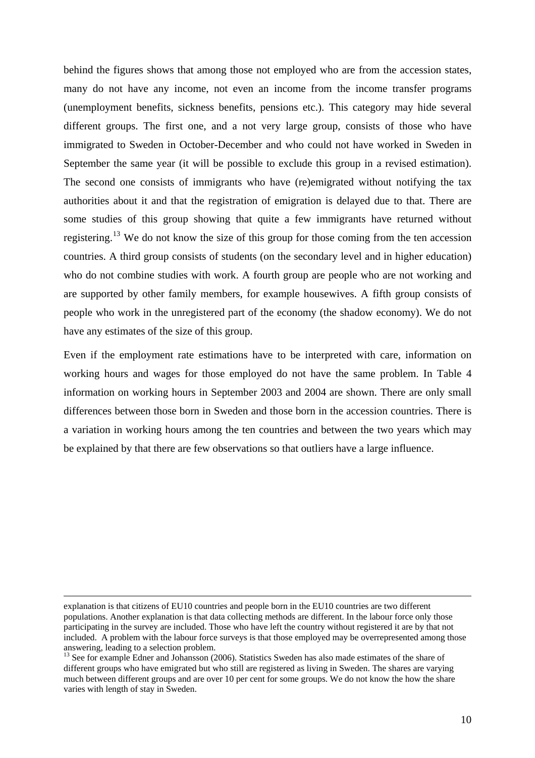behind the figures shows that among those not employed who are from the accession states, many do not have any income, not even an income from the income transfer programs (unemployment benefits, sickness benefits, pensions etc.). This category may hide several different groups. The first one, and a not very large group, consists of those who have immigrated to Sweden in October-December and who could not have worked in Sweden in September the same year (it will be possible to exclude this group in a revised estimation). The second one consists of immigrants who have (re)emigrated without notifying the tax authorities about it and that the registration of emigration is delayed due to that. There are some studies of this group showing that quite a few immigrants have returned without registering.[13] We do not know the size of this group for those coming from the ten accession countries. A third group consists of students (on the secondary level and in higher education) who do not combine studies with work. A fourth group are people who are not working and are supported by other family members, for example housewives. A fifth group consists of people who work in the unregistered part of the economy (the shadow economy). We do not have any estimates of the size of this group.

Even if the employment rate estimations have to be interpreted with care, information on working hours and wages for those employed do not have the same problem. In Table 4 information on working hours in September 2003 and 2004 are shown. There are only small differences between those born in Sweden and those born in the accession countries. There is a variation in working hours among the ten countries and between the two years which may be explained by that there are few observations so that outliers have a large influence.

---

explanation is that citizens of EU10 countries and people born in the EU10 countries are two different populations. Another explanation is that data collecting methods are different. In the labour force only those participating in the survey are included. Those who have left the country without registered it are by that not included. A problem with the labour force surveys is that those employed may be overrepresented among those answering, leading to a selection problem.

[13] See for example Edner and Johansson (2006). Statistics Sweden has also made estimates of the share of different groups who have emigrated but who still are registered as living in Sweden. The shares are varying much between different groups and are over 10 per cent for some groups. We do not know the how the share varies with length of stay in Sweden.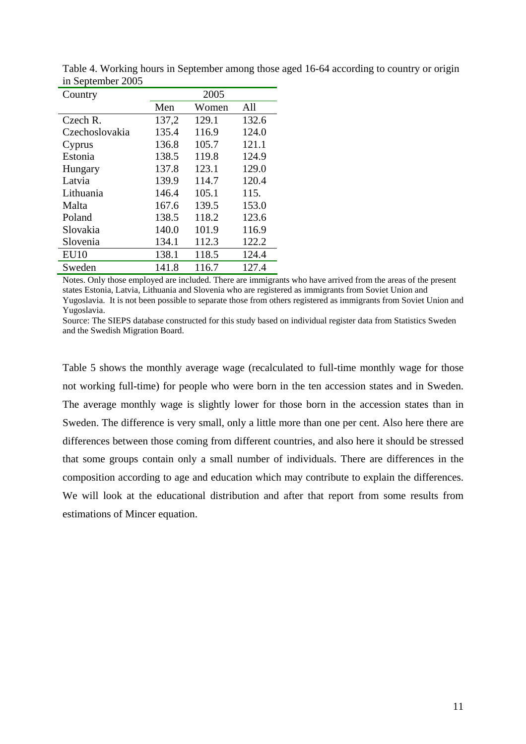Table 4. Working hours in September among those aged 16-64 according to country or origin in September 2005

| Country | 2005 | | |
|---|---|---|---|
| | Men | Women | All |
| Czech R. | 137,2 | 129.1 | 132.6 |
| Czechoslovakia | 135.4 | 116.9 | 124.0 |
| Cyprus | 136.8 | 105.7 | 121.1 |
| Estonia | 138.5 | 119.8 | 124.9 |
| Hungary | 137.8 | 123.1 | 129.0 |
| Latvia | 139.9 | 114.7 | 120.4 |
| Lithuania | 146.4 | 105.1 | 115. |
| Malta | 167.6 | 139.5 | 153.0 |
| Poland | 138.5 | 118.2 | 123.6 |
| Slovakia | 140.0 | 101.9 | 116.9 |
| Slovenia | 134.1 | 112.3 | 122.2 |
| EU10 | 138.1 | 118.5 | 124.4 |
| Sweden | 141.8 | 116.7 | 127.4 |

Notes. Only those employed are included. There are immigrants who have arrived from the areas of the present states Estonia, Latvia, Lithuania and Slovenia who are registered as immigrants from Soviet Union and Yugoslavia. It is not been possible to separate those from others registered as immigrants from Soviet Union and Yugoslavia.

Source: The SIEPS database constructed for this study based on individual register data from Statistics Sweden and the Swedish Migration Board.

Table 5 shows the monthly average wage (recalculated to full-time monthly wage for those not working full-time) for people who were born in the ten accession states and in Sweden. The average monthly wage is slightly lower for those born in the accession states than in Sweden. The difference is very small, only a little more than one per cent. Also here there are differences between those coming from different countries, and also here it should be stressed that some groups contain only a small number of individuals. There are differences in the composition according to age and education which may contribute to explain the differences. We will look at the educational distribution and after that report from some results from estimations of Mincer equation.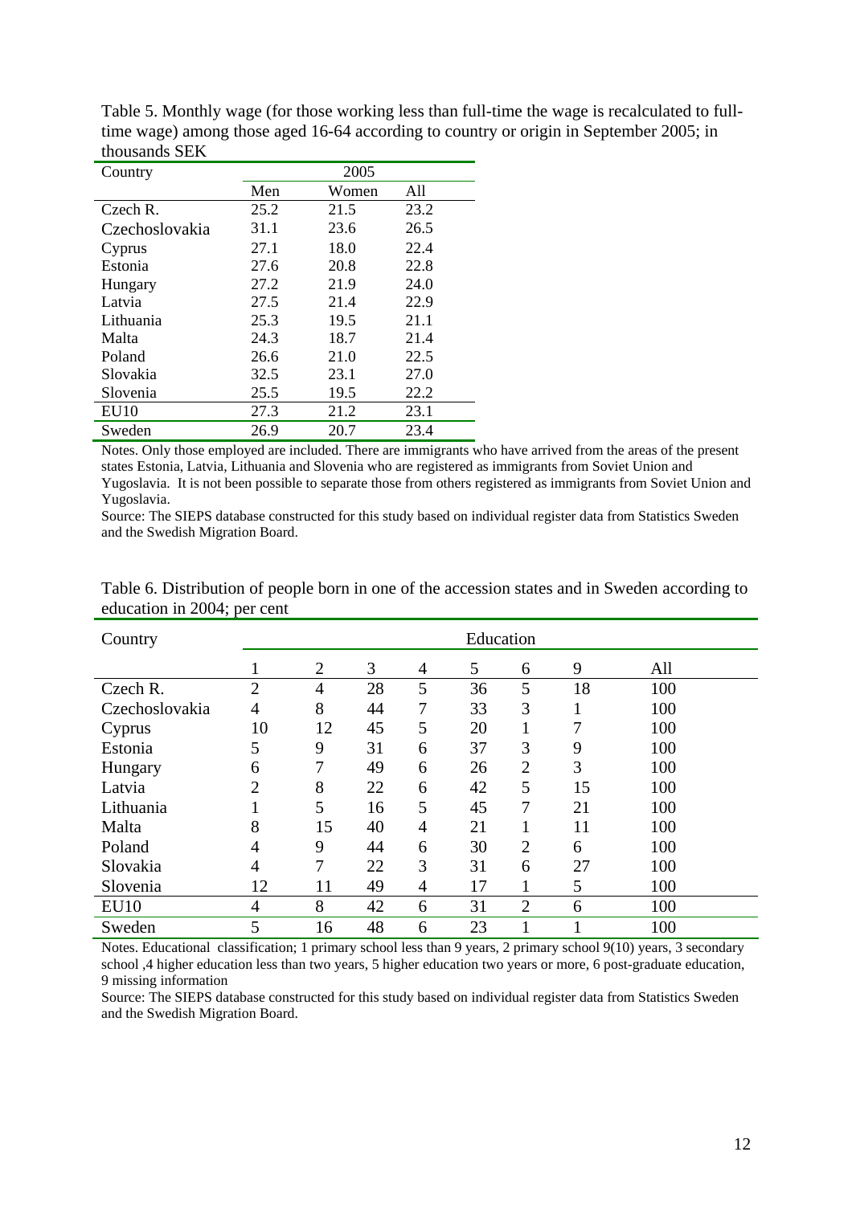Table 5. Monthly wage (for those working less than full-time the wage is recalculated to full-time wage) among those aged 16-64 according to country or origin in September 2005; in thousands SEK

| Country | 2005 | | |
|---|---|---|---|
| | Men | Women | All |
| Czech R. | 25.2 | 21.5 | 23.2 |
| Czechoslovakia | 31.1 | 23.6 | 26.5 |
| Cyprus | 27.1 | 18.0 | 22.4 |
| Estonia | 27.6 | 20.8 | 22.8 |
| Hungary | 27.2 | 21.9 | 24.0 |
| Latvia | 27.5 | 21.4 | 22.9 |
| Lithuania | 25.3 | 19.5 | 21.1 |
| Malta | 24.3 | 18.7 | 21.4 |
| Poland | 26.6 | 21.0 | 22.5 |
| Slovakia | 32.5 | 23.1 | 27.0 |
| Slovenia | 25.5 | 19.5 | 22.2 |
| EU10 | 27.3 | 21.2 | 23.1 |
| Sweden | 26.9 | 20.7 | 23.4 |

Notes. Only those employed are included. There are immigrants who have arrived from the areas of the present states Estonia, Latvia, Lithuania and Slovenia who are registered as immigrants from Soviet Union and Yugoslavia. It is not been possible to separate those from others registered as immigrants from Soviet Union and Yugoslavia.
Source: The SIEPS database constructed for this study based on individual register data from Statistics Sweden and the Swedish Migration Board.

Table 6. Distribution of people born in one of the accession states and in Sweden according to education in 2004; per cent

| Country | Education | | | | | | | |
|---|---|---|---|---|---|---|---|---|
| | 1 | 2 | 3 | 4 | 5 | 6 | 9 | All |
| Czech R. | 2 | 4 | 28 | 5 | 36 | 5 | 18 | 100 |
| Czechoslovakia | 4 | 8 | 44 | 7 | 33 | 3 | 1 | 100 |
| Cyprus | 10 | 12 | 45 | 5 | 20 | 1 | 7 | 100 |
| Estonia | 5 | 9 | 31 | 6 | 37 | 3 | 9 | 100 |
| Hungary | 6 | 7 | 49 | 6 | 26 | 2 | 3 | 100 |
| Latvia | 2 | 8 | 22 | 6 | 42 | 5 | 15 | 100 |
| Lithuania | 1 | 5 | 16 | 5 | 45 | 7 | 21 | 100 |
| Malta | 8 | 15 | 40 | 4 | 21 | 1 | 11 | 100 |
| Poland | 4 | 9 | 44 | 6 | 30 | 2 | 6 | 100 |
| Slovakia | 4 | 7 | 22 | 3 | 31 | 6 | 27 | 100 |
| Slovenia | 12 | 11 | 49 | 4 | 17 | 1 | 5 | 100 |
| EU10 | 4 | 8 | 42 | 6 | 31 | 2 | 6 | 100 |
| Sweden | 5 | 16 | 48 | 6 | 23 | 1 | 1 | 100 |

Notes. Educational classification; 1 primary school less than 9 years, 2 primary school 9(10) years, 3 secondary school ,4 higher education less than two years, 5 higher education two years or more, 6 post-graduate education, 9 missing information
Source: The SIEPS database constructed for this study based on individual register data from Statistics Sweden and the Swedish Migration Board.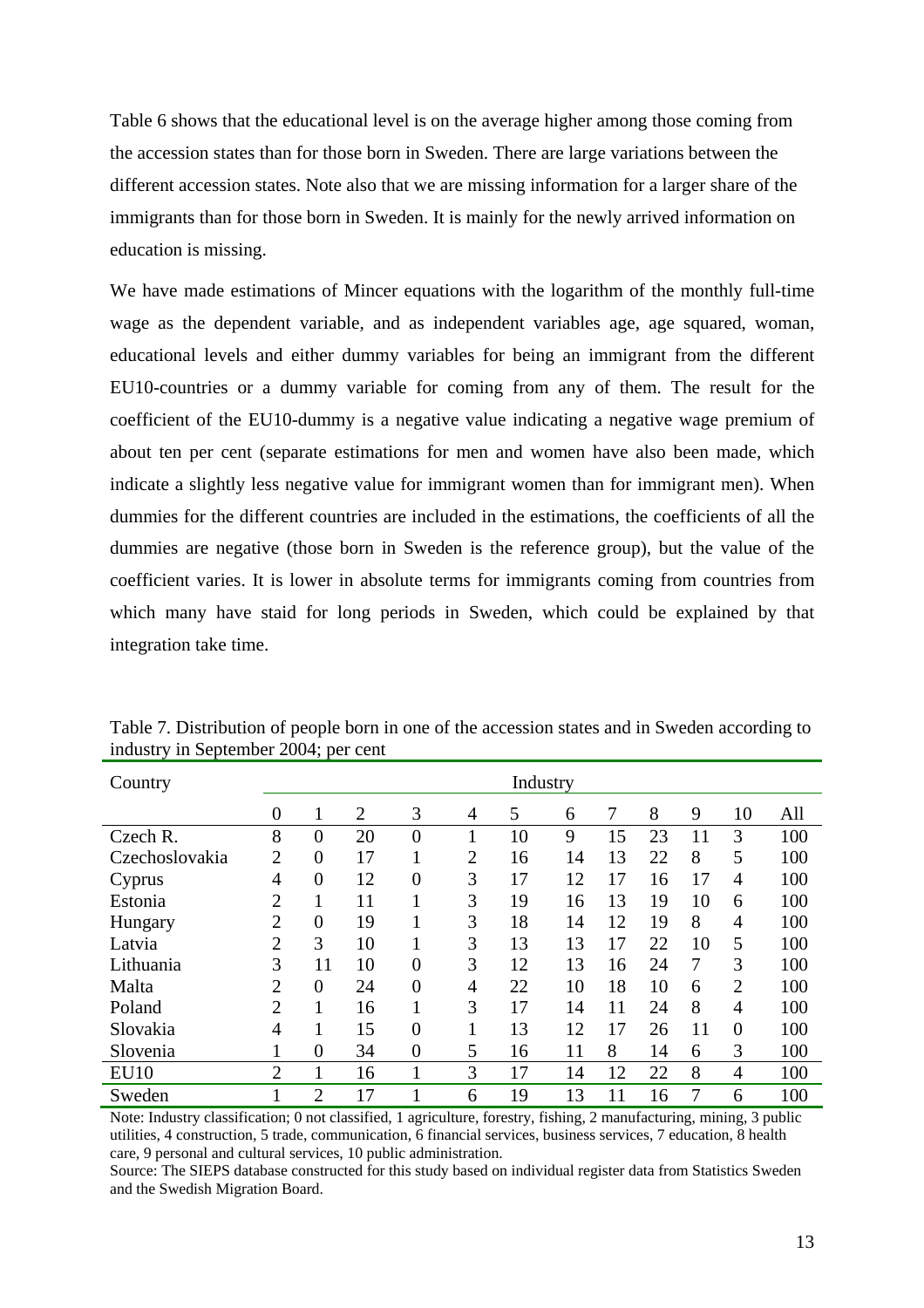Table 6 shows that the educational level is on the average higher among those coming from the accession states than for those born in Sweden. There are large variations between the different accession states. Note also that we are missing information for a larger share of the immigrants than for those born in Sweden. It is mainly for the newly arrived information on education is missing.

We have made estimations of Mincer equations with the logarithm of the monthly full-time wage as the dependent variable, and as independent variables age, age squared, woman, educational levels and either dummy variables for being an immigrant from the different EU10-countries or a dummy variable for coming from any of them. The result for the coefficient of the EU10-dummy is a negative value indicating a negative wage premium of about ten per cent (separate estimations for men and women have also been made, which indicate a slightly less negative value for immigrant women than for immigrant men). When dummies for the different countries are included in the estimations, the coefficients of all the dummies are negative (those born in Sweden is the reference group), but the value of the coefficient varies. It is lower in absolute terms for immigrants coming from countries from which many have staid for long periods in Sweden, which could be explained by that integration take time.

Table 7. Distribution of people born in one of the accession states and in Sweden according to industry in September 2004; per cent

| Country | Industry | | | | | | | | | | | |
|---|---|---|---|---|---|---|---|---|---|---|---|---|
| | 0 | 1 | 2 | 3 | 4 | 5 | 6 | 7 | 8 | 9 | 10 | All |
| Czech R. | 8 | 0 | 20 | 0 | 1 | 10 | 9 | 15 | 23 | 11 | 3 | 100 |
| Czechoslovakia | 2 | 0 | 17 | 1 | 2 | 16 | 14 | 13 | 22 | 8 | 5 | 100 |
| Cyprus | 4 | 0 | 12 | 0 | 3 | 17 | 12 | 17 | 16 | 17 | 4 | 100 |
| Estonia | 2 | 1 | 11 | 1 | 3 | 19 | 16 | 13 | 19 | 10 | 6 | 100 |
| Hungary | 2 | 0 | 19 | 1 | 3 | 18 | 14 | 12 | 19 | 8 | 4 | 100 |
| Latvia | 2 | 3 | 10 | 1 | 3 | 13 | 13 | 17 | 22 | 10 | 5 | 100 |
| Lithuania | 3 | 11 | 10 | 0 | 3 | 12 | 13 | 16 | 24 | 7 | 3 | 100 |
| Malta | 2 | 0 | 24 | 0 | 4 | 22 | 10 | 18 | 10 | 6 | 2 | 100 |
| Poland | 2 | 1 | 16 | 1 | 3 | 17 | 14 | 11 | 24 | 8 | 4 | 100 |
| Slovakia | 4 | 1 | 15 | 0 | 1 | 13 | 12 | 17 | 26 | 11 | 0 | 100 |
| Slovenia | 1 | 0 | 34 | 0 | 5 | 16 | 11 | 8 | 14 | 6 | 3 | 100 |
| EU10 | 2 | 1 | 16 | 1 | 3 | 17 | 14 | 12 | 22 | 8 | 4 | 100 |
| Sweden | 1 | 2 | 17 | 1 | 6 | 19 | 13 | 11 | 16 | 7 | 6 | 100 |

Note: Industry classification; 0 not classified, 1 agriculture, forestry, fishing, 2 manufacturing, mining, 3 public utilities, 4 construction, 5 trade, communication, 6 financial services, business services, 7 education, 8 health care, 9 personal and cultural services, 10 public administration.

Source: The SIEPS database constructed for this study based on individual register data from Statistics Sweden and the Swedish Migration Board.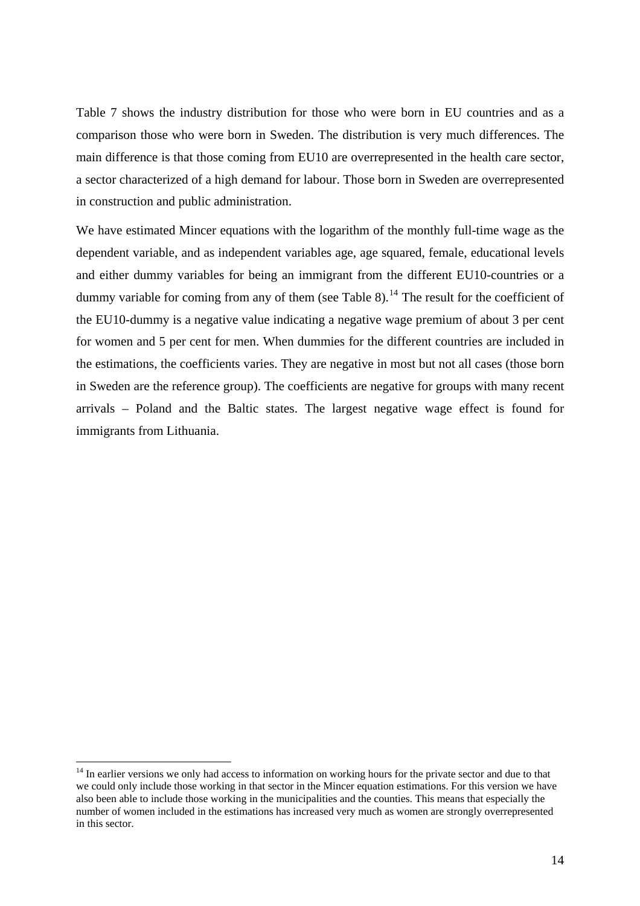Table 7 shows the industry distribution for those who were born in EU countries and as a comparison those who were born in Sweden. The distribution is very much differences. The main difference is that those coming from EU10 are overrepresented in the health care sector, a sector characterized of a high demand for labour. Those born in Sweden are overrepresented in construction and public administration.

We have estimated Mincer equations with the logarithm of the monthly full-time wage as the dependent variable, and as independent variables age, age squared, female, educational levels and either dummy variables for being an immigrant from the different EU10-countries or a dummy variable for coming from any of them (see Table 8).[14] The result for the coefficient of the EU10-dummy is a negative value indicating a negative wage premium of about 3 per cent for women and 5 per cent for men. When dummies for the different countries are included in the estimations, the coefficients varies. They are negative in most but not all cases (those born in Sweden are the reference group). The coefficients are negative for groups with many recent arrivals – Poland and the Baltic states. The largest negative wage effect is found for immigrants from Lithuania.

[14] In earlier versions we only had access to information on working hours for the private sector and due to that we could only include those working in that sector in the Mincer equation estimations. For this version we have also been able to include those working in the municipalities and the counties. This means that especially the number of women included in the estimations has increased very much as women are strongly overrepresented in this sector.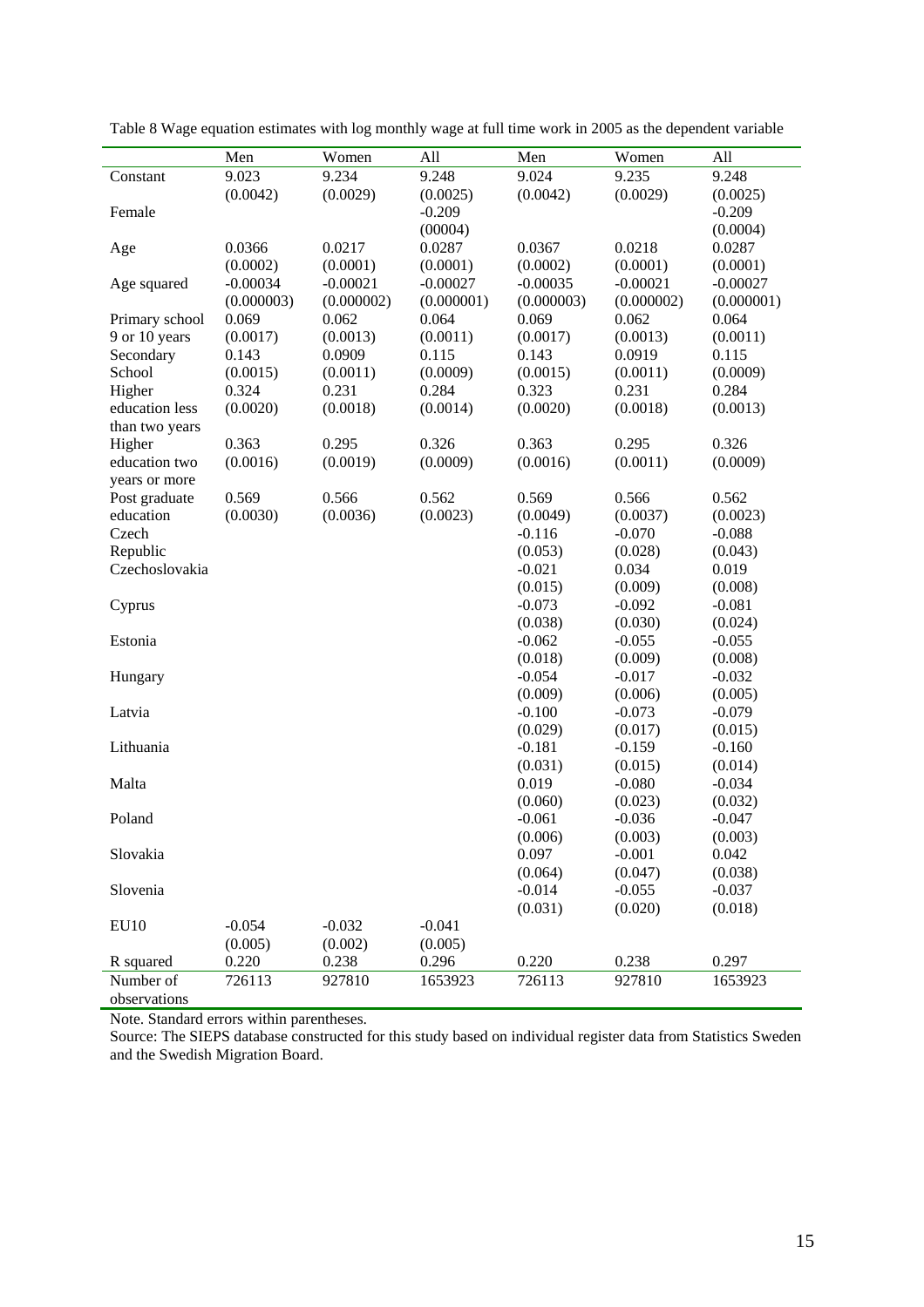Table 8 Wage equation estimates with log monthly wage at full time work in 2005 as the dependent variable

| | Men | Women | All | Men | Women | All |
|---|---|---|---|---|---|---|
| Constant | 9.023 | 9.234 | 9.248 | 9.024 | 9.235 | 9.248 |
| | (0.0042) | (0.0029) | (0.0025) | (0.0042) | (0.0029) | (0.0025) |
| Female | | | -0.209 | | | -0.209 |
| | | | (00004) | | | (0.0004) |
| Age | 0.0366 | 0.0217 | 0.0287 | 0.0367 | 0.0218 | 0.0287 |
| | (0.0002) | (0.0001) | (0.0001) | (0.0002) | (0.0001) | (0.0001) |
| Age squared | -0.00034 | -0.00021 | -0.00027 | -0.00035 | -0.00021 | -0.00027 |
| | (0.000003) | (0.000002) | (0.000001) | (0.000003) | (0.000002) | (0.000001) |
| Primary school 9 or 10 years | 0.069 | 0.062 | 0.064 | 0.069 | 0.062 | 0.064 |
| | (0.0017) | (0.0013) | (0.0011) | (0.0017) | (0.0013) | (0.0011) |
| Secondary School | 0.143 | 0.0909 | 0.115 | 0.143 | 0.0919 | 0.115 |
| | (0.0015) | (0.0011) | (0.0009) | (0.0015) | (0.0011) | (0.0009) |
| Higher education less than two years | 0.324 | 0.231 | 0.284 | 0.323 | 0.231 | 0.284 |
| | (0.0020) | (0.0018) | (0.0014) | (0.0020) | (0.0018) | (0.0013) |
| Higher education two years or more | 0.363 | 0.295 | 0.326 | 0.363 | 0.295 | 0.326 |
| | (0.0016) | (0.0019) | (0.0009) | (0.0016) | (0.0011) | (0.0009) |
| Post graduate education | 0.569 | 0.566 | 0.562 | 0.569 | 0.566 | 0.562 |
| | (0.0030) | (0.0036) | (0.0023) | (0.0049) | (0.0037) | (0.0023) |
| Czech Republic | | | | -0.116 | -0.070 | -0.088 |
| | | | | (0.053) | (0.028) | (0.043) |
| Czechoslovakia | | | | -0.021 | 0.034 | 0.019 |
| | | | | (0.015) | (0.009) | (0.008) |
| Cyprus | | | | -0.073 | -0.092 | -0.081 |
| | | | | (0.038) | (0.030) | (0.024) |
| Estonia | | | | -0.062 | -0.055 | -0.055 |
| | | | | (0.018) | (0.009) | (0.008) |
| Hungary | | | | -0.054 | -0.017 | -0.032 |
| | | | | (0.009) | (0.006) | (0.005) |
| Latvia | | | | -0.100 | -0.073 | -0.079 |
| | | | | (0.029) | (0.017) | (0.015) |
| Lithuania | | | | -0.181 | -0.159 | -0.160 |
| | | | | (0.031) | (0.015) | (0.014) |
| Malta | | | | 0.019 | -0.080 | -0.034 |
| | | | | (0.060) | (0.023) | (0.032) |
| Poland | | | | -0.061 | -0.036 | -0.047 |
| | | | | (0.006) | (0.003) | (0.003) |
| Slovakia | | | | 0.097 | -0.001 | 0.042 |
| | | | | (0.064) | (0.047) | (0.038) |
| Slovenia | | | | -0.014 | -0.055 | -0.037 |
| | | | | (0.031) | (0.020) | (0.018) |
| EU10 | -0.054 | -0.032 | -0.041 | | | |
| | (0.005) | (0.002) | (0.005) | | | |
| R squared | 0.220 | 0.238 | 0.296 | 0.220 | 0.238 | 0.297 |
| Number of observations | 726113 | 927810 | 1653923 | 726113 | 927810 | 1653923 |

Note. Standard errors within parentheses.

Source: The SIEPS database constructed for this study based on individual register data from Statistics Sweden and the Swedish Migration Board.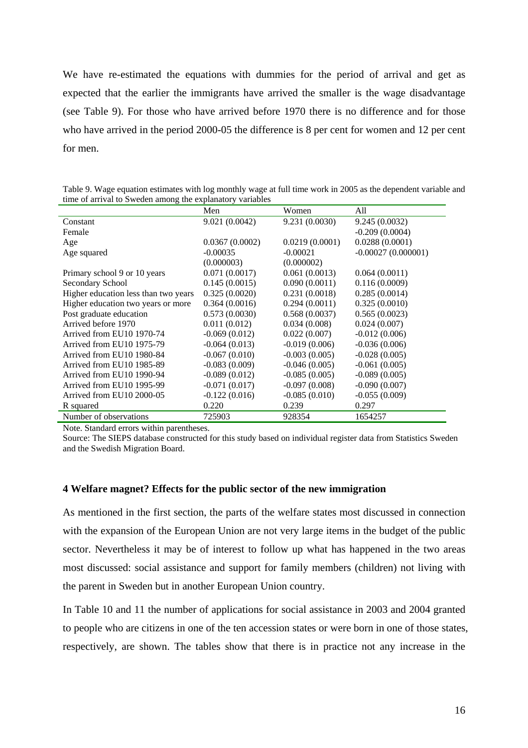We have re-estimated the equations with dummies for the period of arrival and get as expected that the earlier the immigrants have arrived the smaller is the wage disadvantage (see Table 9). For those who have arrived before 1970 there is no difference and for those who have arrived in the period 2000-05 the difference is 8 per cent for women and 12 per cent for men.

Table 9. Wage equation estimates with log monthly wage at full time work in 2005 as the dependent variable and time of arrival to Sweden among the explanatory variables

| | Men | Women | All |
|---|---|---|---|
| Constant | 9.021 (0.0042) | 9.231 (0.0030) | 9.245 (0.0032) |
| Female | | | -0.209 (0.0004) |
| Age | 0.0367 (0.0002) | 0.0219 (0.0001) | 0.0288 (0.0001) |
| Age squared | -0.00035 (0.000003) | -0.00021 (0.000002) | -0.00027 (0.000001) |
| Primary school 9 or 10 years | 0.071 (0.0017) | 0.061 (0.0013) | 0.064 (0.0011) |
| Secondary School | 0.145 (0.0015) | 0.090 (0.0011) | 0.116 (0.0009) |
| Higher education less than two years | 0.325 (0.0020) | 0.231 (0.0018) | 0.285 (0.0014) |
| Higher education two years or more | 0.364 (0.0016) | 0.294 (0.0011) | 0.325 (0.0010) |
| Post graduate education | 0.573 (0.0030) | 0.568 (0.0037) | 0.565 (0.0023) |
| Arrived before 1970 | 0.011 (0.012) | 0.034 (0.008) | 0.024 (0.007) |
| Arrived from EU10 1970-74 | -0.069 (0.012) | 0.022 (0.007) | -0.012 (0.006) |
| Arrived from EU10 1975-79 | -0.064 (0.013) | -0.019 (0.006) | -0.036 (0.006) |
| Arrived from EU10 1980-84 | -0.067 (0.010) | -0.003 (0.005) | -0.028 (0.005) |
| Arrived from EU10 1985-89 | -0.083 (0.009) | -0.046 (0.005) | -0.061 (0.005) |
| Arrived from EU10 1990-94 | -0.089 (0.012) | -0.085 (0.005) | -0.089 (0.005) |
| Arrived from EU10 1995-99 | -0.071 (0.017) | -0.097 (0.008) | -0.090 (0.007) |
| Arrived from EU10 2000-05 | -0.122 (0.016) | -0.085 (0.010) | -0.055 (0.009) |
| R squared | 0.220 | 0.239 | 0.297 |
| Number of observations | 725903 | 928354 | 1654257 |

Note. Standard errors within parentheses.

Source: The SIEPS database constructed for this study based on individual register data from Statistics Sweden and the Swedish Migration Board.

## 4 Welfare magnet? Effects for the public sector of the new immigration

As mentioned in the first section, the parts of the welfare states most discussed in connection with the expansion of the European Union are not very large items in the budget of the public sector. Nevertheless it may be of interest to follow up what has happened in the two areas most discussed: social assistance and support for family members (children) not living with the parent in Sweden but in another European Union country.

In Table 10 and 11 the number of applications for social assistance in 2003 and 2004 granted to people who are citizens in one of the ten accession states or were born in one of those states, respectively, are shown. The tables show that there is in practice not any increase in the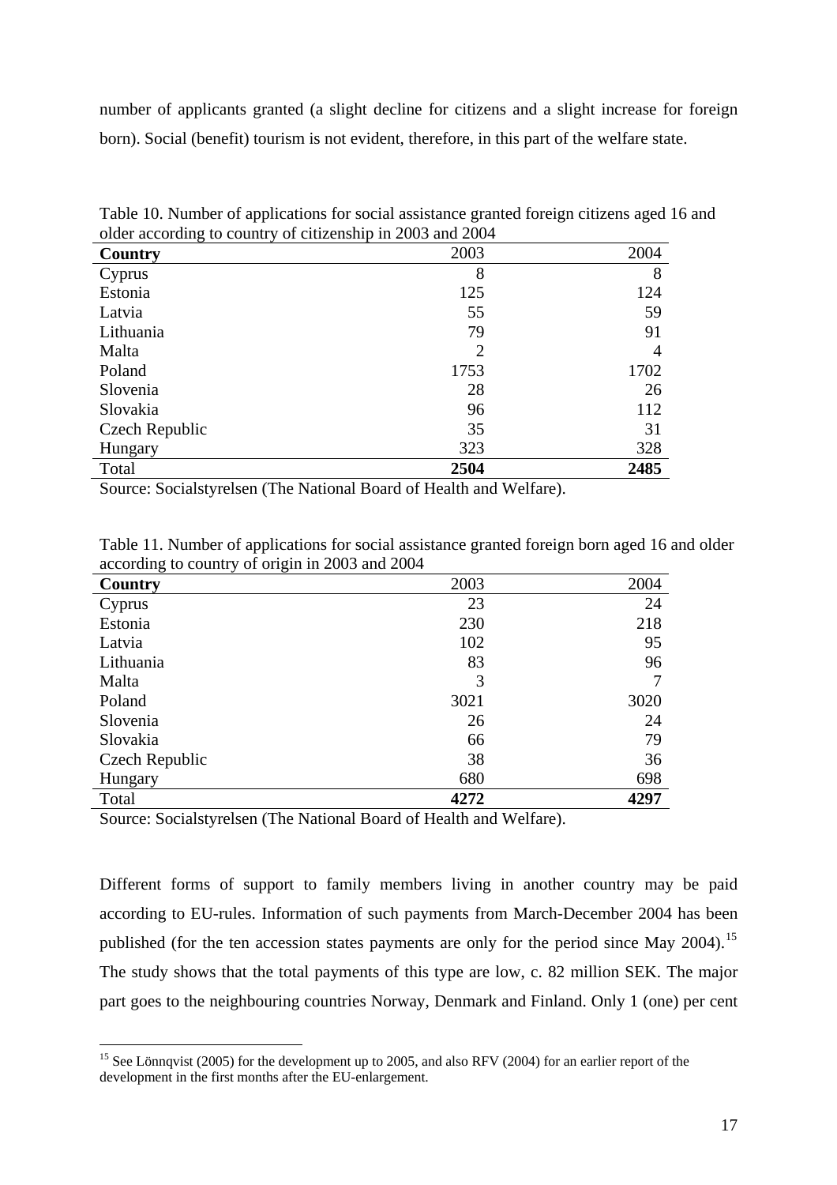number of applicants granted (a slight decline for citizens and a slight increase for foreign born). Social (benefit) tourism is not evident, therefore, in this part of the welfare state.

Table 10. Number of applications for social assistance granted foreign citizens aged 16 and older according to country of citizenship in 2003 and 2004

| **Country** | 2003 | 2004 |
|---|---|---|
| Cyprus | 8 | 8 |
| Estonia | 125 | 124 |
| Latvia | 55 | 59 |
| Lithuania | 79 | 91 |
| Malta | 2 | 4 |
| Poland | 1753 | 1702 |
| Slovenia | 28 | 26 |
| Slovakia | 96 | 112 |
| Czech Republic | 35 | 31 |
| Hungary | 323 | 328 |
| Total | **2504** | **2485** |

Source: Socialstyrelsen (The National Board of Health and Welfare).

Table 11. Number of applications for social assistance granted foreign born aged 16 and older according to country of origin in 2003 and 2004

| **Country** | 2003 | 2004 |
|---|---|---|
| Cyprus | 23 | 24 |
| Estonia | 230 | 218 |
| Latvia | 102 | 95 |
| Lithuania | 83 | 96 |
| Malta | 3 | 7 |
| Poland | 3021 | 3020 |
| Slovenia | 26 | 24 |
| Slovakia | 66 | 79 |
| Czech Republic | 38 | 36 |
| Hungary | 680 | 698 |
| Total | **4272** | **4297** |

Source: Socialstyrelsen (The National Board of Health and Welfare).

Different forms of support to family members living in another country may be paid according to EU-rules. Information of such payments from March-December 2004 has been published (for the ten accession states payments are only for the period since May 2004).[15] The study shows that the total payments of this type are low, c. 82 million SEK. The major part goes to the neighbouring countries Norway, Denmark and Finland. Only 1 (one) per cent

[15] See Lönnqvist (2005) for the development up to 2005, and also RFV (2004) for an earlier report of the development in the first months after the EU-enlargement.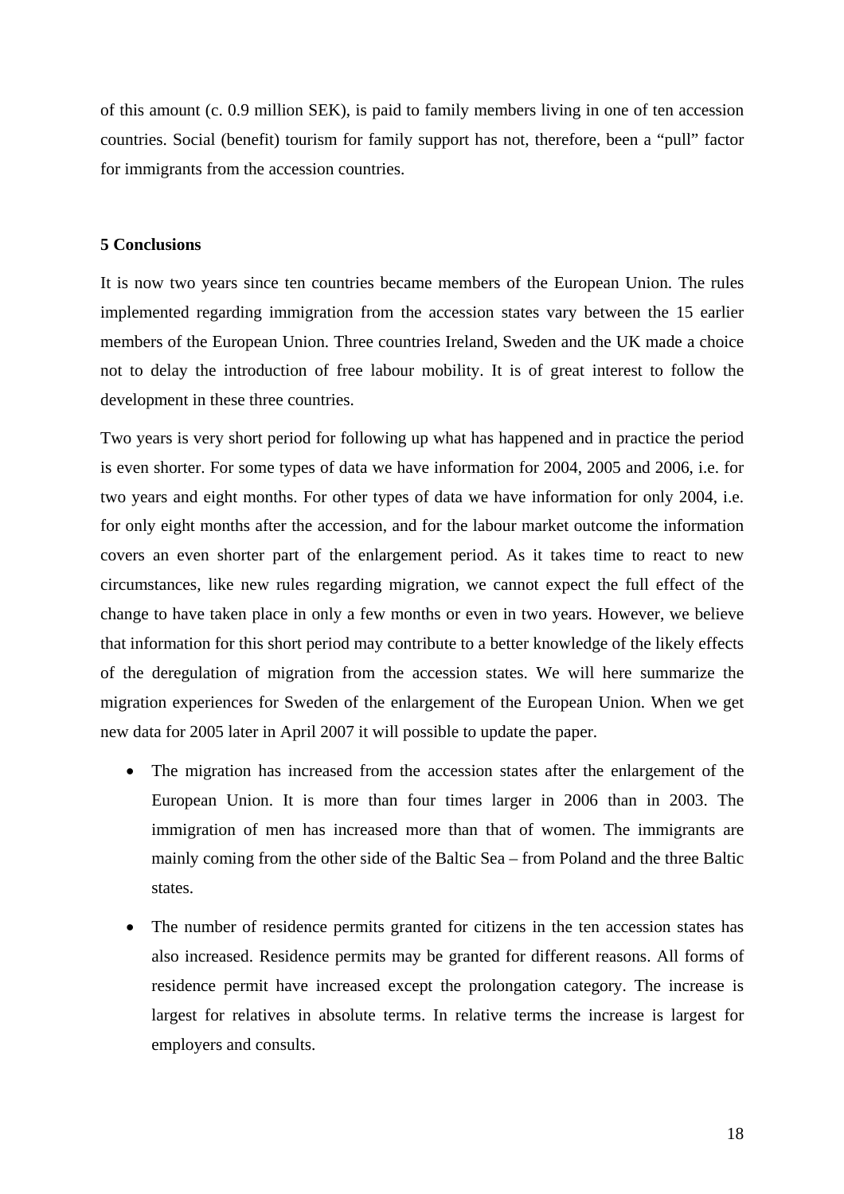of this amount (c. 0.9 million SEK), is paid to family members living in one of ten accession countries. Social (benefit) tourism for family support has not, therefore, been a "pull" factor for immigrants from the accession countries.

## 5 Conclusions

It is now two years since ten countries became members of the European Union. The rules implemented regarding immigration from the accession states vary between the 15 earlier members of the European Union. Three countries Ireland, Sweden and the UK made a choice not to delay the introduction of free labour mobility. It is of great interest to follow the development in these three countries.

Two years is very short period for following up what has happened and in practice the period is even shorter. For some types of data we have information for 2004, 2005 and 2006, i.e. for two years and eight months. For other types of data we have information for only 2004, i.e. for only eight months after the accession, and for the labour market outcome the information covers an even shorter part of the enlargement period. As it takes time to react to new circumstances, like new rules regarding migration, we cannot expect the full effect of the change to have taken place in only a few months or even in two years. However, we believe that information for this short period may contribute to a better knowledge of the likely effects of the deregulation of migration from the accession states. We will here summarize the migration experiences for Sweden of the enlargement of the European Union. When we get new data for 2005 later in April 2007 it will possible to update the paper.

- The migration has increased from the accession states after the enlargement of the European Union. It is more than four times larger in 2006 than in 2003. The immigration of men has increased more than that of women. The immigrants are mainly coming from the other side of the Baltic Sea – from Poland and the three Baltic states.
- The number of residence permits granted for citizens in the ten accession states has also increased. Residence permits may be granted for different reasons. All forms of residence permit have increased except the prolongation category. The increase is largest for relatives in absolute terms. In relative terms the increase is largest for employers and consults.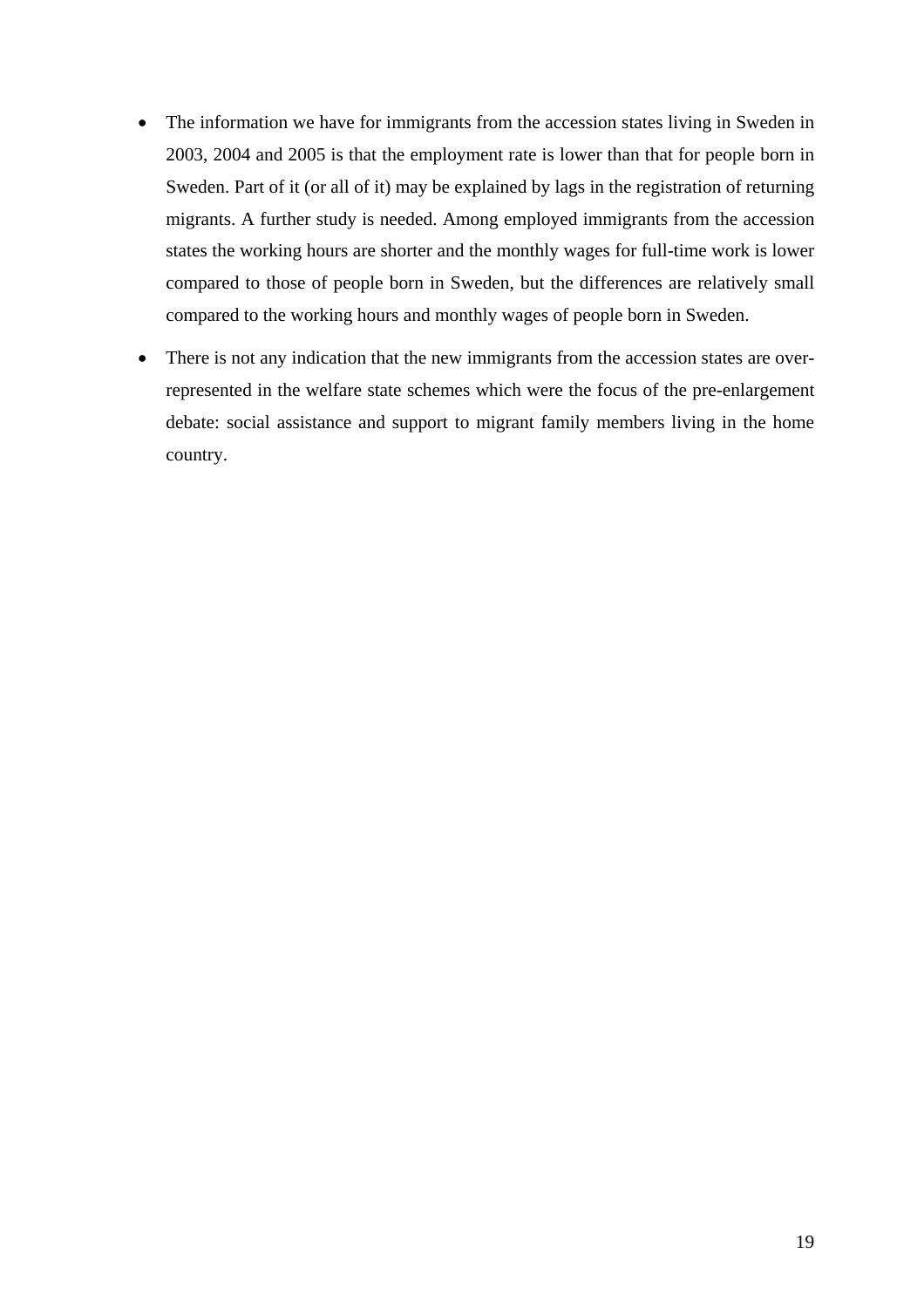- The information we have for immigrants from the accession states living in Sweden in 2003, 2004 and 2005 is that the employment rate is lower than that for people born in Sweden. Part of it (or all of it) may be explained by lags in the registration of returning migrants. A further study is needed. Among employed immigrants from the accession states the working hours are shorter and the monthly wages for full-time work is lower compared to those of people born in Sweden, but the differences are relatively small compared to the working hours and monthly wages of people born in Sweden.
- There is not any indication that the new immigrants from the accession states are over-represented in the welfare state schemes which were the focus of the pre-enlargement debate: social assistance and support to migrant family members living in the home country.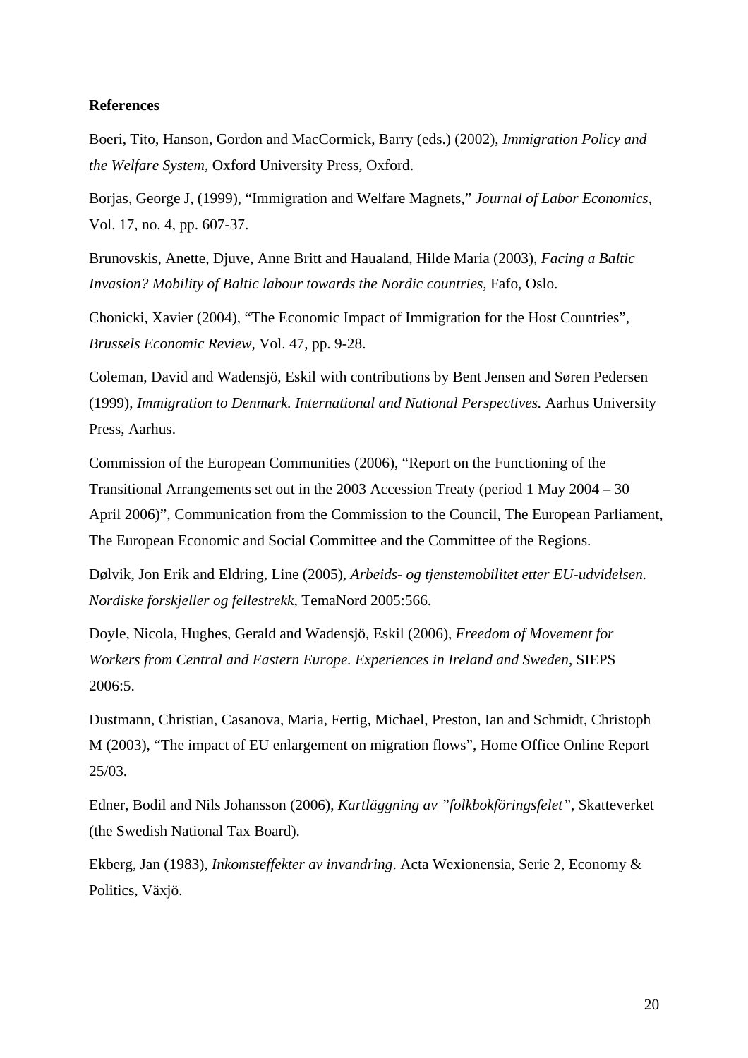**References**

Boeri, Tito, Hanson, Gordon and MacCormick, Barry (eds.) (2002), *Immigration Policy and the Welfare System*, Oxford University Press, Oxford.

Borjas, George J, (1999), "Immigration and Welfare Magnets," *Journal of Labor Economics*, Vol. 17, no. 4, pp. 607-37.

Brunovskis, Anette, Djuve, Anne Britt and Haualand, Hilde Maria (2003), *Facing a Baltic Invasion? Mobility of Baltic labour towards the Nordic countries*, Fafo, Oslo.

Chonicki, Xavier (2004), "The Economic Impact of Immigration for the Host Countries", *Brussels Economic Review*, Vol. 47, pp. 9-28.

Coleman, David and Wadensjö, Eskil with contributions by Bent Jensen and Søren Pedersen (1999), *Immigration to Denmark. International and National Perspectives.* Aarhus University Press, Aarhus.

Commission of the European Communities (2006), "Report on the Functioning of the Transitional Arrangements set out in the 2003 Accession Treaty (period 1 May 2004 – 30 April 2006)", Communication from the Commission to the Council, The European Parliament, The European Economic and Social Committee and the Committee of the Regions.

Dølvik, Jon Erik and Eldring, Line (2005), *Arbeids- og tjenstemobilitet etter EU-udvidelsen. Nordiske forskjeller og fellestrekk*, TemaNord 2005:566.

Doyle, Nicola, Hughes, Gerald and Wadensjö, Eskil (2006), *Freedom of Movement for Workers from Central and Eastern Europe. Experiences in Ireland and Sweden*, SIEPS 2006:5.

Dustmann, Christian, Casanova, Maria, Fertig, Michael, Preston, Ian and Schmidt, Christoph M (2003), "The impact of EU enlargement on migration flows", Home Office Online Report 25/03.

Edner, Bodil and Nils Johansson (2006), *Kartläggning av "folkbokföringsfelet"*, Skatteverket (the Swedish National Tax Board).

Ekberg, Jan (1983), *Inkomsteffekter av invandring*. Acta Wexionensia, Serie 2, Economy & Politics, Växjö.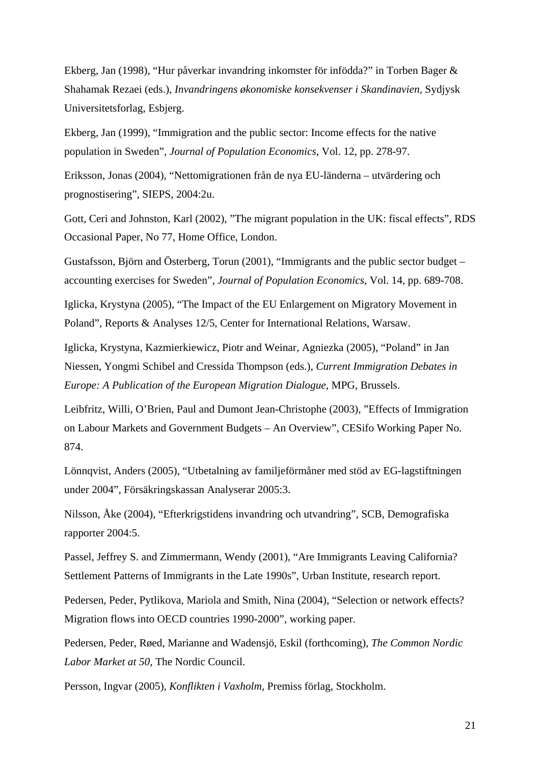Ekberg, Jan (1998), “Hur påverkar invandring inkomster för infödda?” in Torben Bager & Shahamak Rezaei (eds.), *Invandringens økonomiske konsekvenser i Skandinavien*, Sydjysk Universitetsforlag, Esbjerg.

Ekberg, Jan (1999), “Immigration and the public sector: Income effects for the native population in Sweden”, *Journal of Population Economics*, Vol. 12, pp. 278-97.

Eriksson, Jonas (2004), “Nettomigrationen från de nya EU-länderna – utvärdering och prognostisering”, SIEPS, 2004:2u.

Gott, Ceri and Johnston, Karl (2002), ”The migrant population in the UK: fiscal effects”, RDS Occasional Paper, No 77, Home Office, London.

Gustafsson, Björn and Österberg, Torun (2001), “Immigrants and the public sector budget – accounting exercises for Sweden”, *Journal of Population Economics*, Vol. 14, pp. 689-708.

Iglicka, Krystyna (2005), “The Impact of the EU Enlargement on Migratory Movement in Poland”, Reports & Analyses 12/5, Center for International Relations, Warsaw.

Iglicka, Krystyna, Kazmierkiewicz, Piotr and Weinar, Agniezka (2005), “Poland” in Jan Niessen, Yongmi Schibel and Cressida Thompson (eds.), *Current Immigration Debates in Europe: A Publication of the European Migration Dialogue*, MPG, Brussels.

Leibfritz, Willi, O’Brien, Paul and Dumont Jean-Christophe (2003), ”Effects of Immigration on Labour Markets and Government Budgets – An Overview”, CESifo Working Paper No. 874.

Lönnqvist, Anders (2005), “Utbetalning av familjeförmåner med stöd av EG-lagstiftningen under 2004”, Försäkringskassan Analyserar 2005:3.

Nilsson, Åke (2004), “Efterkrigstidens invandring och utvandring”, SCB, Demografiska rapporter 2004:5.

Passel, Jeffrey S. and Zimmermann, Wendy (2001), “Are Immigrants Leaving California? Settlement Patterns of Immigrants in the Late 1990s”, Urban Institute, research report.

Pedersen, Peder, Pytlikova, Mariola and Smith, Nina (2004), “Selection or network effects? Migration flows into OECD countries 1990-2000”, working paper.

Pedersen, Peder, Røed, Marianne and Wadensjö, Eskil (forthcoming), *The Common Nordic Labor Market at 50*, The Nordic Council.

Persson, Ingvar (2005), *Konflikten i Vaxholm*, Premiss förlag, Stockholm.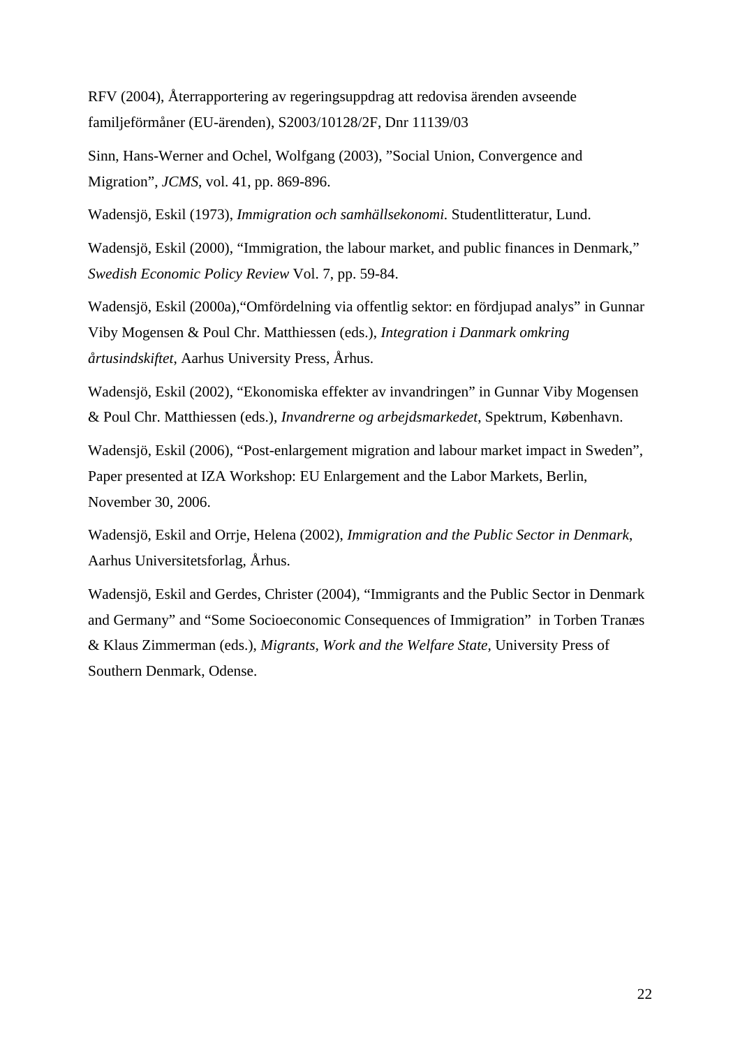RFV (2004), Återrapportering av regeringsuppdrag att redovisa ärenden avseende familjeförmåner (EU-ärenden), S2003/10128/2F, Dnr 11139/03

Sinn, Hans-Werner and Ochel, Wolfgang (2003), ”Social Union, Convergence and Migration”, *JCMS*, vol. 41, pp. 869-896.

Wadensjö, Eskil (1973), *Immigration och samhällsekonomi.* Studentlitteratur, Lund.

Wadensjö, Eskil (2000), “Immigration, the labour market, and public finances in Denmark,” *Swedish Economic Policy Review* Vol. 7, pp. 59-84.

Wadensjö, Eskil (2000a),“Omfördelning via offentlig sektor: en fördjupad analys” in Gunnar Viby Mogensen & Poul Chr. Matthiessen (eds.), *Integration i Danmark omkring årtusindskiftet*, Aarhus University Press, Århus.

Wadensjö, Eskil (2002), “Ekonomiska effekter av invandringen” in Gunnar Viby Mogensen & Poul Chr. Matthiessen (eds.), *Invandrerne og arbejdsmarkedet*, Spektrum, København.

Wadensjö, Eskil (2006), “Post-enlargement migration and labour market impact in Sweden”, Paper presented at IZA Workshop: EU Enlargement and the Labor Markets, Berlin, November 30, 2006.

Wadensjö, Eskil and Orrje, Helena (2002), *Immigration and the Public Sector in Denmark*, Aarhus Universitetsforlag, Århus.

Wadensjö, Eskil and Gerdes, Christer (2004), “Immigrants and the Public Sector in Denmark and Germany” and “Some Socioeconomic Consequences of Immigration” in Torben Tranæs & Klaus Zimmerman (eds.), *Migrants, Work and the Welfare State*, University Press of Southern Denmark, Odense.